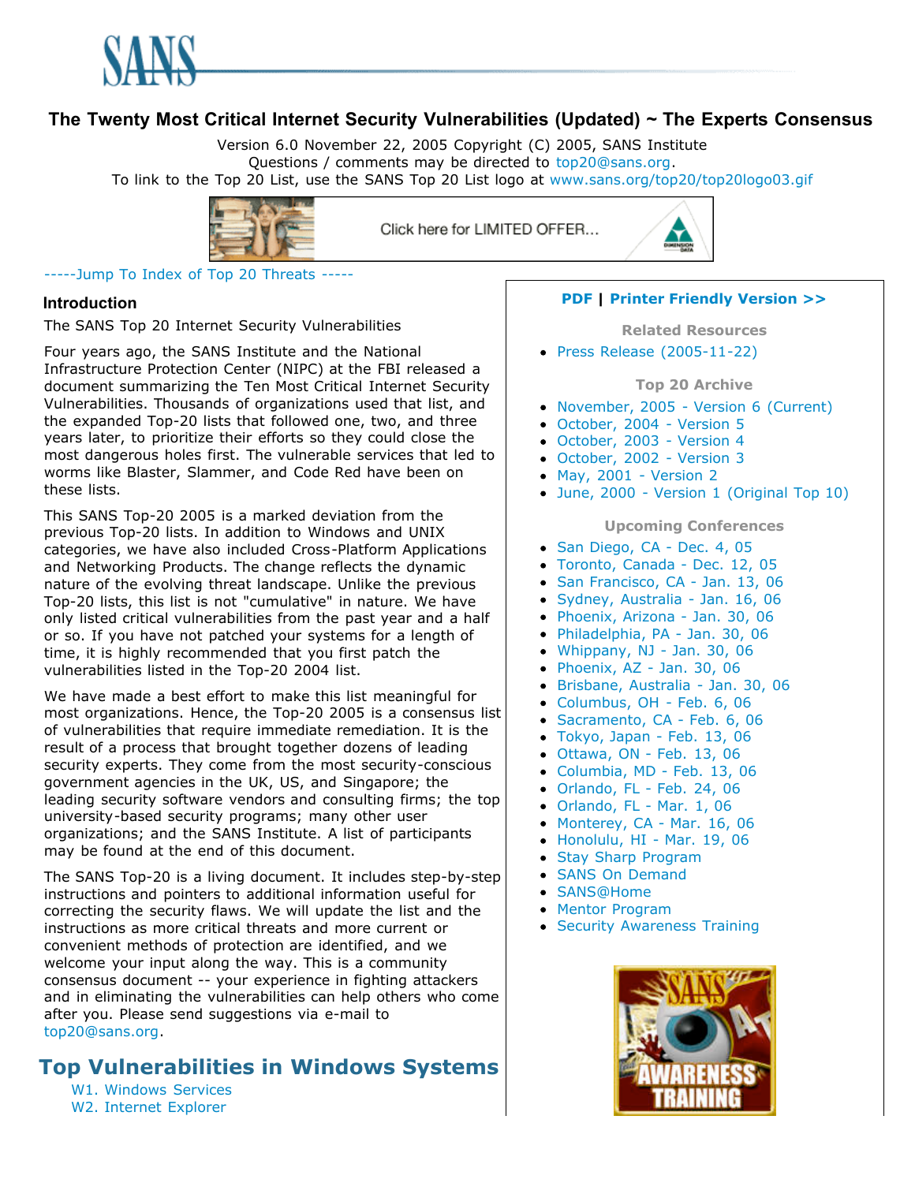# The Twenty Most Critical Internet Security Vulnerabilities (Updated) ~ The Experts Consensus

Version 6.0 November 22, 2005 Copyright (C) 2005, SANS Institute
Questions / comments may be directed to top20@sans.org.
To link to the Top 20 List, use the SANS Top 20 List logo at www.sans.org/top20/top20logo03.gif

Click here for LIMITED OFFER...

-----Jump To Index of Top 20 Threats -----

## Introduction

The SANS Top 20 Internet Security Vulnerabilities

Four years ago, the SANS Institute and the National Infrastructure Protection Center (NIPC) at the FBI released a document summarizing the Ten Most Critical Internet Security Vulnerabilities. Thousands of organizations used that list, and the expanded Top-20 lists that followed one, two, and three years later, to prioritize their efforts so they could close the most dangerous holes first. The vulnerable services that led to worms like Blaster, Slammer, and Code Red have been on these lists.

This SANS Top-20 2005 is a marked deviation from the previous Top-20 lists. In addition to Windows and UNIX categories, we have also included Cross-Platform Applications and Networking Products. The change reflects the dynamic nature of the evolving threat landscape. Unlike the previous Top-20 lists, this list is not "cumulative" in nature. We have only listed critical vulnerabilities from the past year and a half or so. If you have not patched your systems for a length of time, it is highly recommended that you first patch the vulnerabilities listed in the Top-20 2004 list.

We have made a best effort to make this list meaningful for most organizations. Hence, the Top-20 2005 is a consensus list of vulnerabilities that require immediate remediation. It is the result of a process that brought together dozens of leading security experts. They come from the most security-conscious government agencies in the UK, US, and Singapore; the leading security software vendors and consulting firms; the top university-based security programs; many other user organizations; and the SANS Institute. A list of participants may be found at the end of this document.

The SANS Top-20 is a living document. It includes step-by-step instructions and pointers to additional information useful for correcting the security flaws. We will update the list and the instructions as more critical threats and more current or convenient methods of protection are identified, and we welcome your input along the way. This is a community consensus document -- your experience in fighting attackers and in eliminating the vulnerabilities can help others who come after you. Please send suggestions via e-mail to top20@sans.org.

## Top Vulnerabilities in Windows Systems

W1. Windows Services
W2. Internet Explorer

**PDF | Printer Friendly Version >>**

**Related Resources**

- Press Release (2005-11-22)

**Top 20 Archive**

- November, 2005 - Version 6 (Current)
- October, 2004 - Version 5
- October, 2003 - Version 4
- October, 2002 - Version 3
- May, 2001 - Version 2
- June, 2000 - Version 1 (Original Top 10)

**Upcoming Conferences**

- San Diego, CA - Dec. 4, 05
- Toronto, Canada - Dec. 12, 05
- San Francisco, CA - Jan. 13, 06
- Sydney, Australia - Jan. 16, 06
- Phoenix, Arizona - Jan. 30, 06
- Philadelphia, PA - Jan. 30, 06
- Whippany, NJ - Jan. 30, 06
- Phoenix, AZ - Jan. 30, 06
- Brisbane, Australia - Jan. 30, 06
- Columbus, OH - Feb. 6, 06
- Sacramento, CA - Feb. 6, 06
- Tokyo, Japan - Feb. 13, 06
- Ottawa, ON - Feb. 13, 06
- Columbia, MD - Feb. 13, 06
- Orlando, FL - Feb. 24, 06
- Orlando, FL - Mar. 1, 06
- Monterey, CA - Mar. 16, 06
- Honolulu, HI - Mar. 19, 06
- Stay Sharp Program
- SANS On Demand
- SANS@Home
- Mentor Program
- Security Awareness Training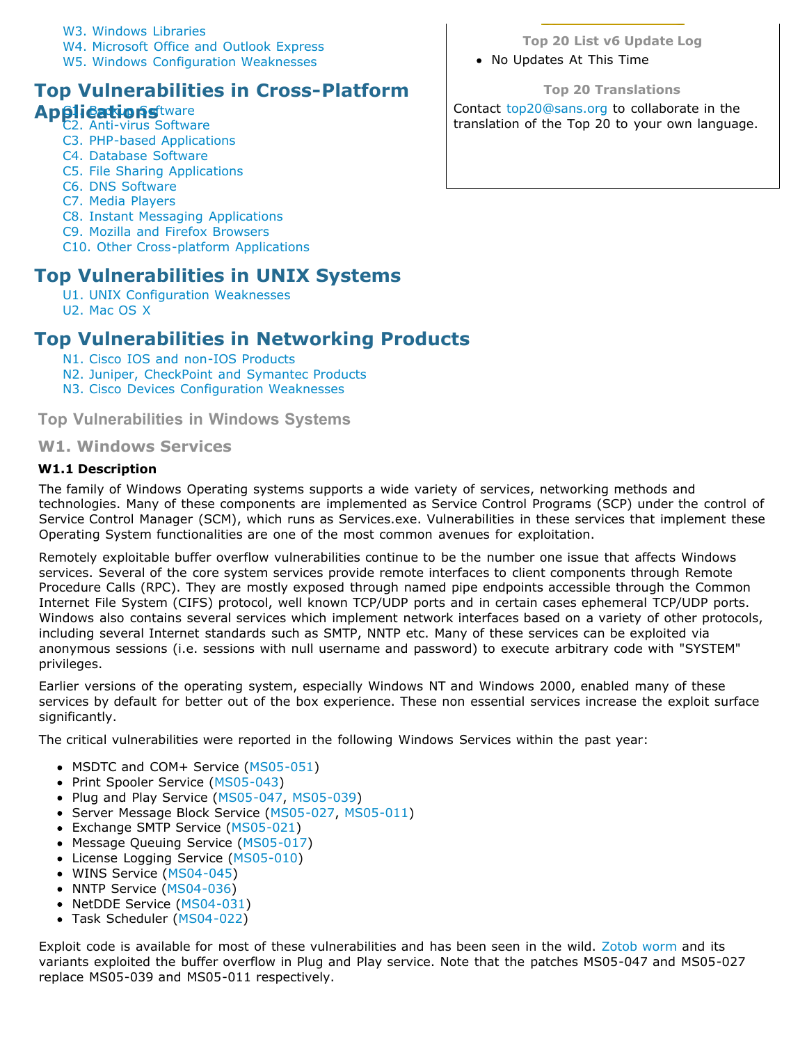- W3. Windows Libraries
- W4. Microsoft Office and Outlook Express
- W5. Windows Configuration Weaknesses

## Top Vulnerabilities in Cross-Platform Applications

- C1. Backup Software
- C2. Anti-virus Software
- C3. PHP-based Applications
- C4. Database Software
- C5. File Sharing Applications
- C6. DNS Software
- C7. Media Players
- C8. Instant Messaging Applications
- C9. Mozilla and Firefox Browsers
- C10. Other Cross-platform Applications

## Top Vulnerabilities in UNIX Systems

- U1. UNIX Configuration Weaknesses
- U2. Mac OS X

## Top Vulnerabilities in Networking Products

- N1. Cisco IOS and non-IOS Products
- N2. Juniper, CheckPoint and Symantec Products
- N3. Cisco Devices Configuration Weaknesses

**Top 20 List v6 Update Log**

- No Updates At This Time

**Top 20 Translations**

Contact top20@sans.org to collaborate in the translation of the Top 20 to your own language.

## Top Vulnerabilities in Windows Systems

### W1. Windows Services

#### W1.1 Description

The family of Windows Operating systems supports a wide variety of services, networking methods and technologies. Many of these components are implemented as Service Control Programs (SCP) under the control of Service Control Manager (SCM), which runs as Services.exe. Vulnerabilities in these services that implement these Operating System functionalities are one of the most common avenues for exploitation.

Remotely exploitable buffer overflow vulnerabilities continue to be the number one issue that affects Windows services. Several of the core system services provide remote interfaces to client components through Remote Procedure Calls (RPC). They are mostly exposed through named pipe endpoints accessible through the Common Internet File System (CIFS) protocol, well known TCP/UDP ports and in certain cases ephemeral TCP/UDP ports. Windows also contains several services which implement network interfaces based on a variety of other protocols, including several Internet standards such as SMTP, NNTP etc. Many of these services can be exploited via anonymous sessions (i.e. sessions with null username and password) to execute arbitrary code with "SYSTEM" privileges.

Earlier versions of the operating system, especially Windows NT and Windows 2000, enabled many of these services by default for better out of the box experience. These non essential services increase the exploit surface significantly.

The critical vulnerabilities were reported in the following Windows Services within the past year:

- MSDTC and COM+ Service (MS05-051)
- Print Spooler Service (MS05-043)
- Plug and Play Service (MS05-047, MS05-039)
- Server Message Block Service (MS05-027, MS05-011)
- Exchange SMTP Service (MS05-021)
- Message Queuing Service (MS05-017)
- License Logging Service (MS05-010)
- WINS Service (MS04-045)
- NNTP Service (MS04-036)
- NetDDE Service (MS04-031)
- Task Scheduler (MS04-022)

Exploit code is available for most of these vulnerabilities and has been seen in the wild. Zotob worm and its variants exploited the buffer overflow in Plug and Play service. Note that the patches MS05-047 and MS05-027 replace MS05-039 and MS05-011 respectively.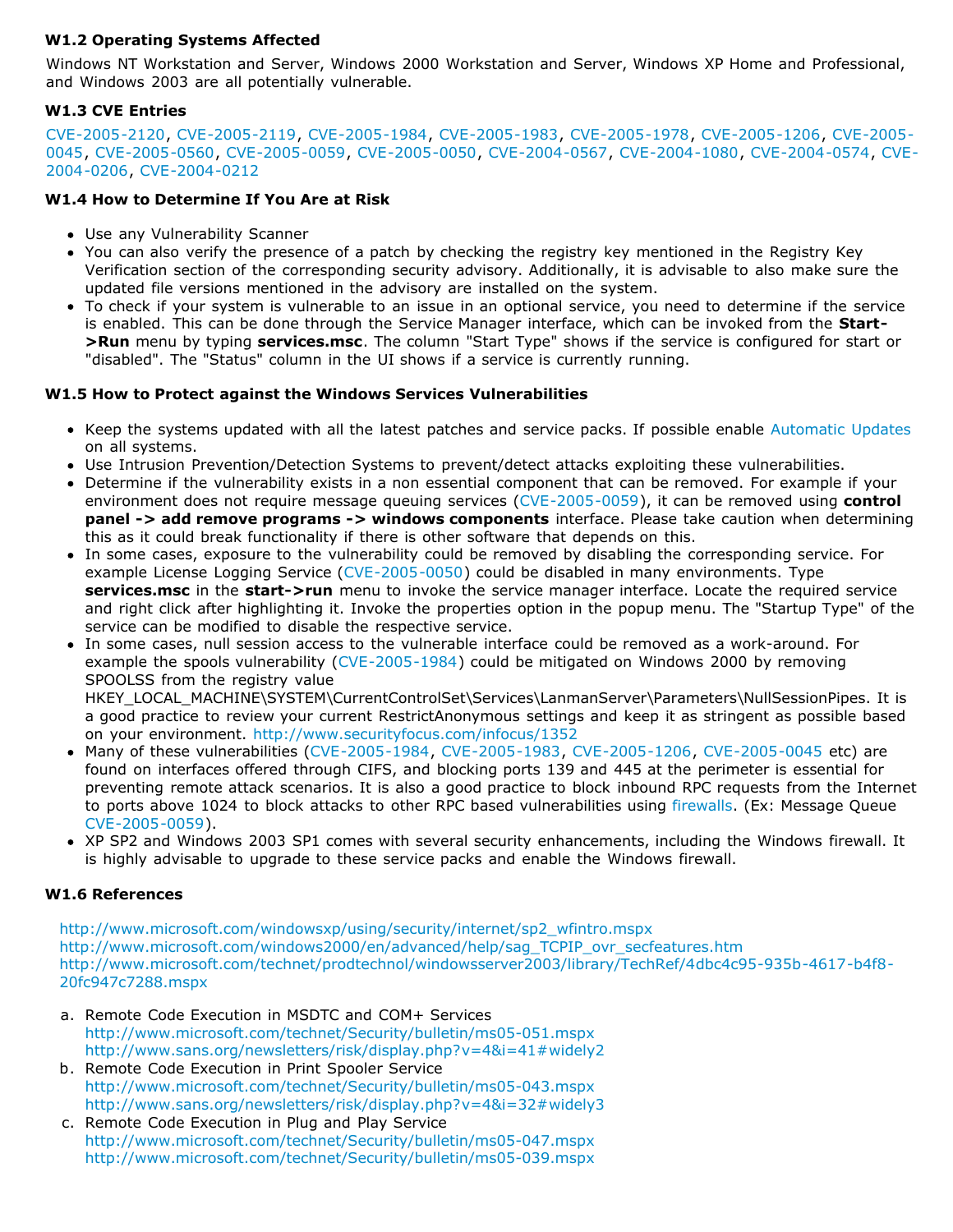### W1.2 Operating Systems Affected

Windows NT Workstation and Server, Windows 2000 Workstation and Server, Windows XP Home and Professional, and Windows 2003 are all potentially vulnerable.

### W1.3 CVE Entries

CVE-2005-2120, CVE-2005-2119, CVE-2005-1984, CVE-2005-1983, CVE-2005-1978, CVE-2005-1206, CVE-2005-0045, CVE-2005-0560, CVE-2005-0059, CVE-2005-0050, CVE-2004-0567, CVE-2004-1080, CVE-2004-0574, CVE-2004-0206, CVE-2004-0212

### W1.4 How to Determine If You Are at Risk

- Use any Vulnerability Scanner
- You can also verify the presence of a patch by checking the registry key mentioned in the Registry Key Verification section of the corresponding security advisory. Additionally, it is advisable to also make sure the updated file versions mentioned in the advisory are installed on the system.
- To check if your system is vulnerable to an issue in an optional service, you need to determine if the service is enabled. This can be done through the Service Manager interface, which can be invoked from the **Start->Run** menu by typing **services.msc**. The column "Start Type" shows if the service is configured for start or "disabled". The "Status" column in the UI shows if a service is currently running.

### W1.5 How to Protect against the Windows Services Vulnerabilities

- Keep the systems updated with all the latest patches and service packs. If possible enable Automatic Updates on all systems.
- Use Intrusion Prevention/Detection Systems to prevent/detect attacks exploiting these vulnerabilities.
- Determine if the vulnerability exists in a non essential component that can be removed. For example if your environment does not require message queuing services (CVE-2005-0059), it can be removed using **control panel -> add remove programs -> windows components** interface. Please take caution when determining this as it could break functionality if there is other software that depends on this.
- In some cases, exposure to the vulnerability could be removed by disabling the corresponding service. For example License Logging Service (CVE-2005-0050) could be disabled in many environments. Type **services.msc** in the **start->run** menu to invoke the service manager interface. Locate the required service and right click after highlighting it. Invoke the properties option in the popup menu. The "Startup Type" of the service can be modified to disable the respective service.
- In some cases, null session access to the vulnerable interface could be removed as a work-around. For example the spools vulnerability (CVE-2005-1984) could be mitigated on Windows 2000 by removing SPOOLSS from the registry value HKEY_LOCAL_MACHINE\SYSTEM\CurrentControlSet\Services\LanmanServer\Parameters\NullSessionPipes. It is a good practice to review your current RestrictAnonymous settings and keep it as stringent as possible based on your environment. http://www.securityfocus.com/infocus/1352
- Many of these vulnerabilities (CVE-2005-1984, CVE-2005-1983, CVE-2005-1206, CVE-2005-0045 etc) are found on interfaces offered through CIFS, and blocking ports 139 and 445 at the perimeter is essential for preventing remote attack scenarios. It is also a good practice to block inbound RPC requests from the Internet to ports above 1024 to block attacks to other RPC based vulnerabilities using firewalls. (Ex: Message Queue CVE-2005-0059).
- XP SP2 and Windows 2003 SP1 comes with several security enhancements, including the Windows firewall. It is highly advisable to upgrade to these service packs and enable the Windows firewall.

### W1.6 References

http://www.microsoft.com/windowsxp/using/security/internet/sp2_wfintro.mspx
http://www.microsoft.com/windows2000/en/advanced/help/sag_TCPIP_ovr_secfeatures.htm
http://www.microsoft.com/technet/prodtechnol/windowsserver2003/library/TechRef/4dbc4c95-935b-4617-b4f8-20fc947c7288.mspx

a. Remote Code Execution in MSDTC and COM+ Services
   http://www.microsoft.com/technet/Security/bulletin/ms05-051.mspx
   http://www.sans.org/newsletters/risk/display.php?v=4&i=41#widely2
b. Remote Code Execution in Print Spooler Service
   http://www.microsoft.com/technet/Security/bulletin/ms05-043.mspx
   http://www.sans.org/newsletters/risk/display.php?v=4&i=32#widely3
c. Remote Code Execution in Plug and Play Service
   http://www.microsoft.com/technet/Security/bulletin/ms05-047.mspx
   http://www.microsoft.com/technet/Security/bulletin/ms05-039.mspx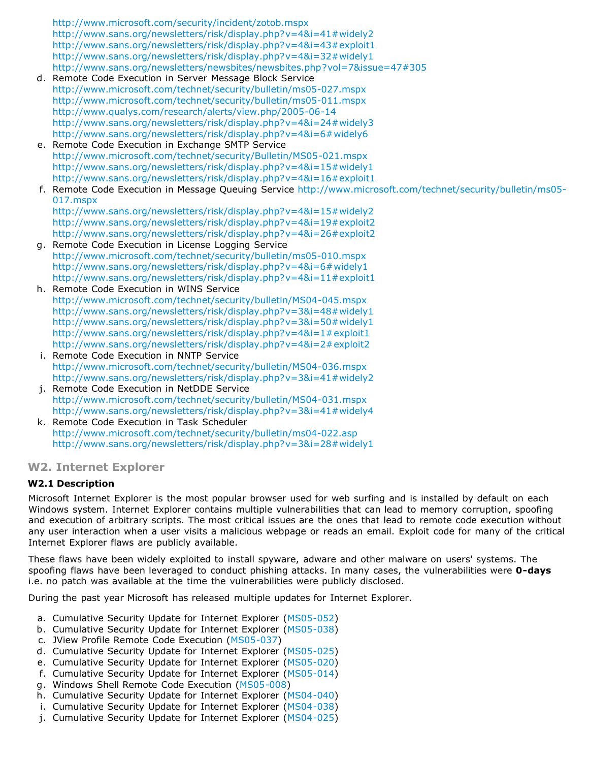http://www.microsoft.com/security/incident/zotob.mspx
http://www.sans.org/newsletters/risk/display.php?v=4&i=41#widely2
http://www.sans.org/newsletters/risk/display.php?v=4&i=43#exploit1
http://www.sans.org/newsletters/risk/display.php?v=4&i=32#widely1
http://www.sans.org/newsletters/newsbites/newsbites.php?vol=7&issue=47#305

d. Remote Code Execution in Server Message Block Service
   http://www.microsoft.com/technet/security/bulletin/ms05-027.mspx
   http://www.microsoft.com/technet/security/bulletin/ms05-011.mspx
   http://www.qualys.com/research/alerts/view.php/2005-06-14
   http://www.sans.org/newsletters/risk/display.php?v=4&i=24#widely3
   http://www.sans.org/newsletters/risk/display.php?v=4&i=6#widely6
e. Remote Code Execution in Exchange SMTP Service
   http://www.microsoft.com/technet/security/Bulletin/MS05-021.mspx
   http://www.sans.org/newsletters/risk/display.php?v=4&i=15#widely1
   http://www.sans.org/newsletters/risk/display.php?v=4&i=16#exploit1
f. Remote Code Execution in Message Queuing Service http://www.microsoft.com/technet/security/bulletin/ms05-017.mspx
   http://www.sans.org/newsletters/risk/display.php?v=4&i=15#widely2
   http://www.sans.org/newsletters/risk/display.php?v=4&i=19#exploit2
   http://www.sans.org/newsletters/risk/display.php?v=4&i=26#exploit2
g. Remote Code Execution in License Logging Service
   http://www.microsoft.com/technet/security/bulletin/ms05-010.mspx
   http://www.sans.org/newsletters/risk/display.php?v=4&i=6#widely1
   http://www.sans.org/newsletters/risk/display.php?v=4&i=11#exploit1
h. Remote Code Execution in WINS Service
   http://www.microsoft.com/technet/security/bulletin/MS04-045.mspx
   http://www.sans.org/newsletters/risk/display.php?v=3&i=48#widely1
   http://www.sans.org/newsletters/risk/display.php?v=3&i=50#widely1
   http://www.sans.org/newsletters/risk/display.php?v=4&i=1#exploit1
   http://www.sans.org/newsletters/risk/display.php?v=4&i=2#exploit2
i. Remote Code Execution in NNTP Service
   http://www.microsoft.com/technet/security/bulletin/MS04-036.mspx
   http://www.sans.org/newsletters/risk/display.php?v=3&i=41#widely2
j. Remote Code Execution in NetDDE Service
   http://www.microsoft.com/technet/security/bulletin/MS04-031.mspx
   http://www.sans.org/newsletters/risk/display.php?v=3&i=41#widely4
k. Remote Code Execution in Task Scheduler
   http://www.microsoft.com/technet/security/bulletin/ms04-022.asp
   http://www.sans.org/newsletters/risk/display.php?v=3&i=28#widely1

## W2. Internet Explorer

### W2.1 Description

Microsoft Internet Explorer is the most popular browser used for web surfing and is installed by default on each Windows system. Internet Explorer contains multiple vulnerabilities that can lead to memory corruption, spoofing and execution of arbitrary scripts. The most critical issues are the ones that lead to remote code execution without any user interaction when a user visits a malicious webpage or reads an email. Exploit code for many of the critical Internet Explorer flaws are publicly available.

These flaws have been widely exploited to install spyware, adware and other malware on users' systems. The spoofing flaws have been leveraged to conduct phishing attacks. In many cases, the vulnerabilities were **0-days** i.e. no patch was available at the time the vulnerabilities were publicly disclosed.

During the past year Microsoft has released multiple updates for Internet Explorer.

a. Cumulative Security Update for Internet Explorer (MS05-052)
b. Cumulative Security Update for Internet Explorer (MS05-038)
c. JView Profile Remote Code Execution (MS05-037)
d. Cumulative Security Update for Internet Explorer (MS05-025)
e. Cumulative Security Update for Internet Explorer (MS05-020)
f. Cumulative Security Update for Internet Explorer (MS05-014)
g. Windows Shell Remote Code Execution (MS05-008)
h. Cumulative Security Update for Internet Explorer (MS04-040)
i. Cumulative Security Update for Internet Explorer (MS04-038)
j. Cumulative Security Update for Internet Explorer (MS04-025)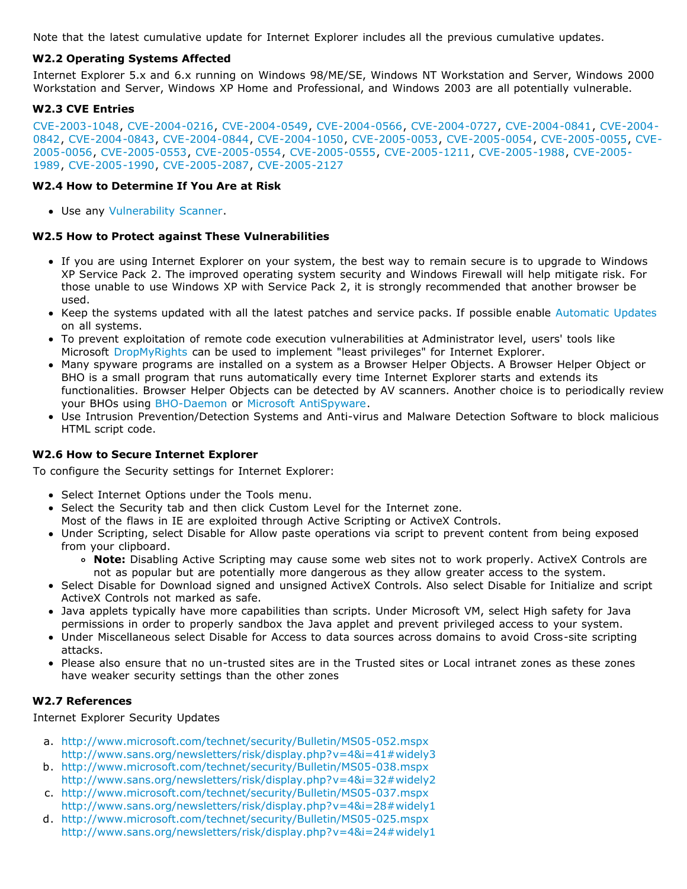Note that the latest cumulative update for Internet Explorer includes all the previous cumulative updates.

### W2.2 Operating Systems Affected

Internet Explorer 5.x and 6.x running on Windows 98/ME/SE, Windows NT Workstation and Server, Windows 2000 Workstation and Server, Windows XP Home and Professional, and Windows 2003 are all potentially vulnerable.

### W2.3 CVE Entries

CVE-2003-1048, CVE-2004-0216, CVE-2004-0549, CVE-2004-0566, CVE-2004-0727, CVE-2004-0841, CVE-2004-0842, CVE-2004-0843, CVE-2004-0844, CVE-2004-1050, CVE-2005-0053, CVE-2005-0054, CVE-2005-0055, CVE-2005-0056, CVE-2005-0553, CVE-2005-0554, CVE-2005-0555, CVE-2005-1211, CVE-2005-1988, CVE-2005-1989, CVE-2005-1990, CVE-2005-2087, CVE-2005-2127

### W2.4 How to Determine If You Are at Risk

- Use any Vulnerability Scanner.

### W2.5 How to Protect against These Vulnerabilities

- If you are using Internet Explorer on your system, the best way to remain secure is to upgrade to Windows XP Service Pack 2. The improved operating system security and Windows Firewall will help mitigate risk. For those unable to use Windows XP with Service Pack 2, it is strongly recommended that another browser be used.
- Keep the systems updated with all the latest patches and service packs. If possible enable Automatic Updates on all systems.
- To prevent exploitation of remote code execution vulnerabilities at Administrator level, users' tools like Microsoft DropMyRights can be used to implement "least privileges" for Internet Explorer.
- Many spyware programs are installed on a system as a Browser Helper Objects. A Browser Helper Object or BHO is a small program that runs automatically every time Internet Explorer starts and extends its functionalities. Browser Helper Objects can be detected by AV scanners. Another choice is to periodically review your BHOs using BHO-Daemon or Microsoft AntiSpyware.
- Use Intrusion Prevention/Detection Systems and Anti-virus and Malware Detection Software to block malicious HTML script code.

### W2.6 How to Secure Internet Explorer

To configure the Security settings for Internet Explorer:

- Select Internet Options under the Tools menu.
- Select the Security tab and then click Custom Level for the Internet zone.
  Most of the flaws in IE are exploited through Active Scripting or ActiveX Controls.
- Under Scripting, select Disable for Allow paste operations via script to prevent content from being exposed from your clipboard.
  - **Note:** Disabling Active Scripting may cause some web sites not to work properly. ActiveX Controls are not as popular but are potentially more dangerous as they allow greater access to the system.
- Select Disable for Download signed and unsigned ActiveX Controls. Also select Disable for Initialize and script ActiveX Controls not marked as safe.
- Java applets typically have more capabilities than scripts. Under Microsoft VM, select High safety for Java permissions in order to properly sandbox the Java applet and prevent privileged access to your system.
- Under Miscellaneous select Disable for Access to data sources across domains to avoid Cross-site scripting attacks.
- Please also ensure that no un-trusted sites are in the Trusted sites or Local intranet zones as these zones have weaker security settings than the other zones

### W2.7 References

Internet Explorer Security Updates

a. http://www.microsoft.com/technet/security/Bulletin/MS05-052.mspx
   http://www.sans.org/newsletters/risk/display.php?v=4&i=41#widely3
b. http://www.microsoft.com/technet/security/Bulletin/MS05-038.mspx
   http://www.sans.org/newsletters/risk/display.php?v=4&i=32#widely2
c. http://www.microsoft.com/technet/security/Bulletin/MS05-037.mspx
   http://www.sans.org/newsletters/risk/display.php?v=4&i=28#widely1
d. http://www.microsoft.com/technet/security/Bulletin/MS05-025.mspx
   http://www.sans.org/newsletters/risk/display.php?v=4&i=24#widely1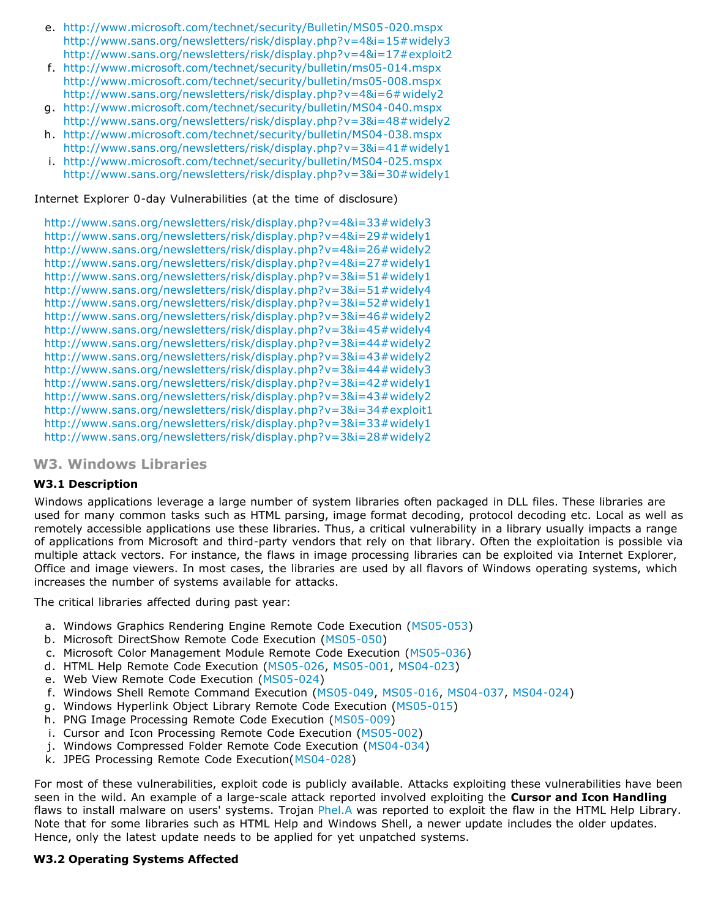e. http://www.microsoft.com/technet/security/Bulletin/MS05-020.mspx
   http://www.sans.org/newsletters/risk/display.php?v=4&i=15#widely3
   http://www.sans.org/newsletters/risk/display.php?v=4&i=17#exploit2
f. http://www.microsoft.com/technet/security/bulletin/ms05-014.mspx
   http://www.microsoft.com/technet/security/bulletin/ms05-008.mspx
   http://www.sans.org/newsletters/risk/display.php?v=4&i=6#widely2
g. http://www.microsoft.com/technet/security/bulletin/MS04-040.mspx
   http://www.sans.org/newsletters/risk/display.php?v=3&i=48#widely2
h. http://www.microsoft.com/technet/security/bulletin/MS04-038.mspx
   http://www.sans.org/newsletters/risk/display.php?v=3&i=41#widely1
i. http://www.microsoft.com/technet/security/bulletin/MS04-025.mspx
   http://www.sans.org/newsletters/risk/display.php?v=3&i=30#widely1

Internet Explorer 0-day Vulnerabilities (at the time of disclosure)

http://www.sans.org/newsletters/risk/display.php?v=4&i=33#widely3
http://www.sans.org/newsletters/risk/display.php?v=4&i=29#widely1
http://www.sans.org/newsletters/risk/display.php?v=4&i=26#widely2
http://www.sans.org/newsletters/risk/display.php?v=4&i=27#widely1
http://www.sans.org/newsletters/risk/display.php?v=3&i=51#widely1
http://www.sans.org/newsletters/risk/display.php?v=3&i=51#widely4
http://www.sans.org/newsletters/risk/display.php?v=3&i=52#widely1
http://www.sans.org/newsletters/risk/display.php?v=3&i=46#widely2
http://www.sans.org/newsletters/risk/display.php?v=3&i=45#widely4
http://www.sans.org/newsletters/risk/display.php?v=3&i=44#widely2
http://www.sans.org/newsletters/risk/display.php?v=3&i=43#widely2
http://www.sans.org/newsletters/risk/display.php?v=3&i=44#widely3
http://www.sans.org/newsletters/risk/display.php?v=3&i=42#widely1
http://www.sans.org/newsletters/risk/display.php?v=3&i=43#widely2
http://www.sans.org/newsletters/risk/display.php?v=3&i=34#exploit1
http://www.sans.org/newsletters/risk/display.php?v=3&i=33#widely1
http://www.sans.org/newsletters/risk/display.php?v=3&i=28#widely2

## W3. Windows Libraries

### W3.1 Description

Windows applications leverage a large number of system libraries often packaged in DLL files. These libraries are used for many common tasks such as HTML parsing, image format decoding, protocol decoding etc. Local as well as remotely accessible applications use these libraries. Thus, a critical vulnerability in a library usually impacts a range of applications from Microsoft and third-party vendors that rely on that library. Often the exploitation is possible via multiple attack vectors. For instance, the flaws in image processing libraries can be exploited via Internet Explorer, Office and image viewers. In most cases, the libraries are used by all flavors of Windows operating systems, which increases the number of systems available for attacks.

The critical libraries affected during past year:

a. Windows Graphics Rendering Engine Remote Code Execution (MS05-053)
b. Microsoft DirectShow Remote Code Execution (MS05-050)
c. Microsoft Color Management Module Remote Code Execution (MS05-036)
d. HTML Help Remote Code Execution (MS05-026, MS05-001, MS04-023)
e. Web View Remote Code Execution (MS05-024)
f. Windows Shell Remote Command Execution (MS05-049, MS05-016, MS04-037, MS04-024)
g. Windows Hyperlink Object Library Remote Code Execution (MS05-015)
h. PNG Image Processing Remote Code Execution (MS05-009)
i. Cursor and Icon Processing Remote Code Execution (MS05-002)
j. Windows Compressed Folder Remote Code Execution (MS04-034)
k. JPEG Processing Remote Code Execution(MS04-028)

For most of these vulnerabilities, exploit code is publicly available. Attacks exploiting these vulnerabilities have been seen in the wild. An example of a large-scale attack reported involved exploiting the **Cursor and Icon Handling** flaws to install malware on users' systems. Trojan Phel.A was reported to exploit the flaw in the HTML Help Library. Note that for some libraries such as HTML Help and Windows Shell, a newer update includes the older updates. Hence, only the latest update needs to be applied for yet unpatched systems.

### W3.2 Operating Systems Affected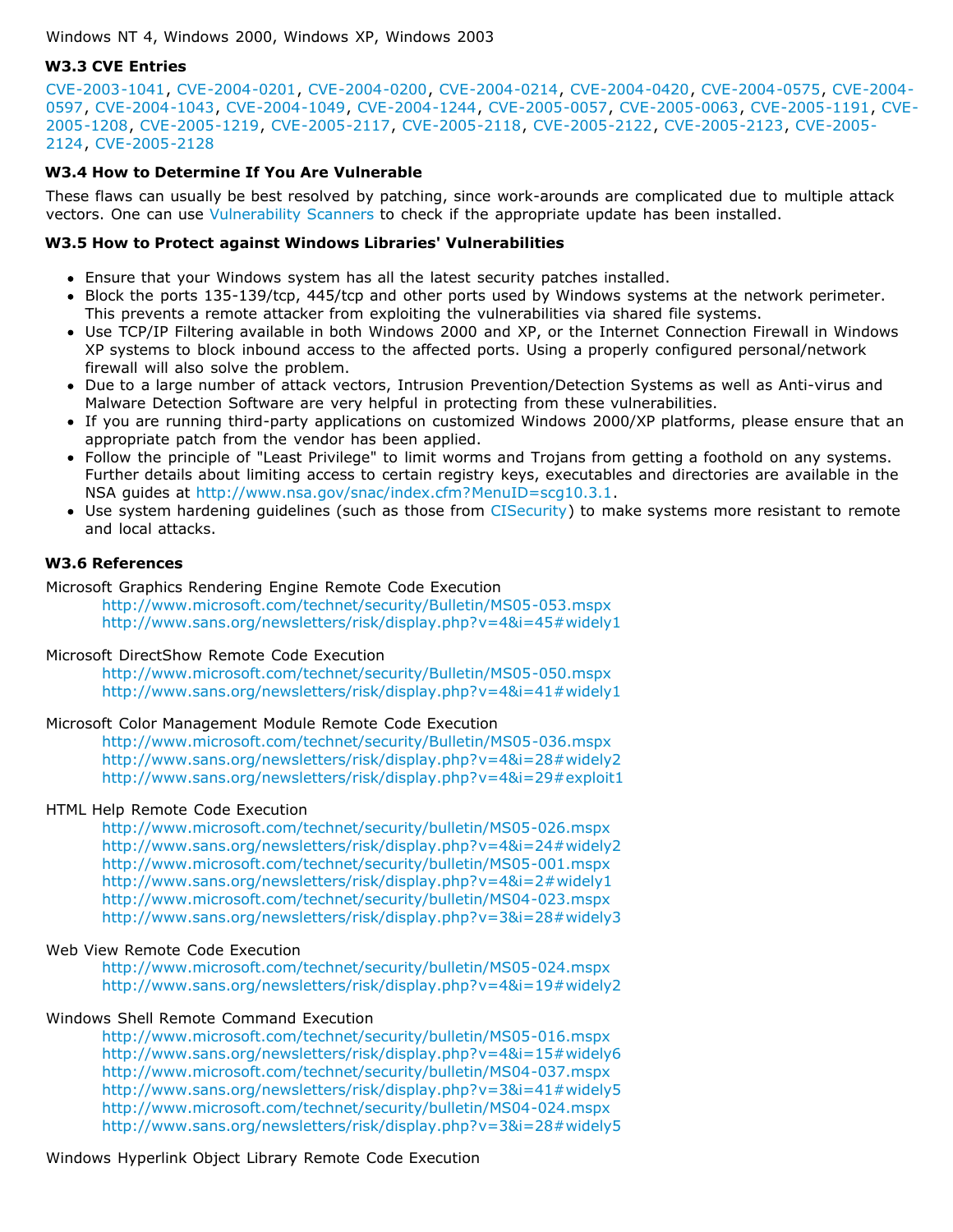Windows NT 4, Windows 2000, Windows XP, Windows 2003

### W3.3 CVE Entries

CVE-2003-1041, CVE-2004-0201, CVE-2004-0200, CVE-2004-0214, CVE-2004-0420, CVE-2004-0575, CVE-2004-0597, CVE-2004-1043, CVE-2004-1049, CVE-2004-1244, CVE-2005-0057, CVE-2005-0063, CVE-2005-1191, CVE-2005-1208, CVE-2005-1219, CVE-2005-2117, CVE-2005-2118, CVE-2005-2122, CVE-2005-2123, CVE-2005-2124, CVE-2005-2128

### W3.4 How to Determine If You Are Vulnerable

These flaws can usually be best resolved by patching, since work-arounds are complicated due to multiple attack vectors. One can use Vulnerability Scanners to check if the appropriate update has been installed.

### W3.5 How to Protect against Windows Libraries' Vulnerabilities

- Ensure that your Windows system has all the latest security patches installed.
- Block the ports 135-139/tcp, 445/tcp and other ports used by Windows systems at the network perimeter. This prevents a remote attacker from exploiting the vulnerabilities via shared file systems.
- Use TCP/IP Filtering available in both Windows 2000 and XP, or the Internet Connection Firewall in Windows XP systems to block inbound access to the affected ports. Using a properly configured personal/network firewall will also solve the problem.
- Due to a large number of attack vectors, Intrusion Prevention/Detection Systems as well as Anti-virus and Malware Detection Software are very helpful in protecting from these vulnerabilities.
- If you are running third-party applications on customized Windows 2000/XP platforms, please ensure that an appropriate patch from the vendor has been applied.
- Follow the principle of "Least Privilege" to limit worms and Trojans from getting a foothold on any systems. Further details about limiting access to certain registry keys, executables and directories are available in the NSA guides at http://www.nsa.gov/snac/index.cfm?MenuID=scg10.3.1.
- Use system hardening guidelines (such as those from CISecurity) to make systems more resistant to remote and local attacks.

### W3.6 References

Microsoft Graphics Rendering Engine Remote Code Execution
http://www.microsoft.com/technet/security/Bulletin/MS05-053.mspx
http://www.sans.org/newsletters/risk/display.php?v=4&i=45#widely1

Microsoft DirectShow Remote Code Execution
http://www.microsoft.com/technet/security/Bulletin/MS05-050.mspx
http://www.sans.org/newsletters/risk/display.php?v=4&i=41#widely1

Microsoft Color Management Module Remote Code Execution
http://www.microsoft.com/technet/security/Bulletin/MS05-036.mspx
http://www.sans.org/newsletters/risk/display.php?v=4&i=28#widely2
http://www.sans.org/newsletters/risk/display.php?v=4&i=29#exploit1

HTML Help Remote Code Execution
http://www.microsoft.com/technet/security/bulletin/MS05-026.mspx
http://www.sans.org/newsletters/risk/display.php?v=4&i=24#widely2
http://www.microsoft.com/technet/security/bulletin/MS05-001.mspx
http://www.sans.org/newsletters/risk/display.php?v=4&i=2#widely1
http://www.microsoft.com/technet/security/bulletin/MS04-023.mspx
http://www.sans.org/newsletters/risk/display.php?v=3&i=28#widely3

Web View Remote Code Execution
http://www.microsoft.com/technet/security/bulletin/MS05-024.mspx
http://www.sans.org/newsletters/risk/display.php?v=4&i=19#widely2

Windows Shell Remote Command Execution
http://www.microsoft.com/technet/security/bulletin/MS05-016.mspx
http://www.sans.org/newsletters/risk/display.php?v=4&i=15#widely6
http://www.microsoft.com/technet/security/bulletin/MS04-037.mspx
http://www.sans.org/newsletters/risk/display.php?v=3&i=41#widely5
http://www.microsoft.com/technet/security/bulletin/MS04-024.mspx
http://www.sans.org/newsletters/risk/display.php?v=3&i=28#widely5

Windows Hyperlink Object Library Remote Code Execution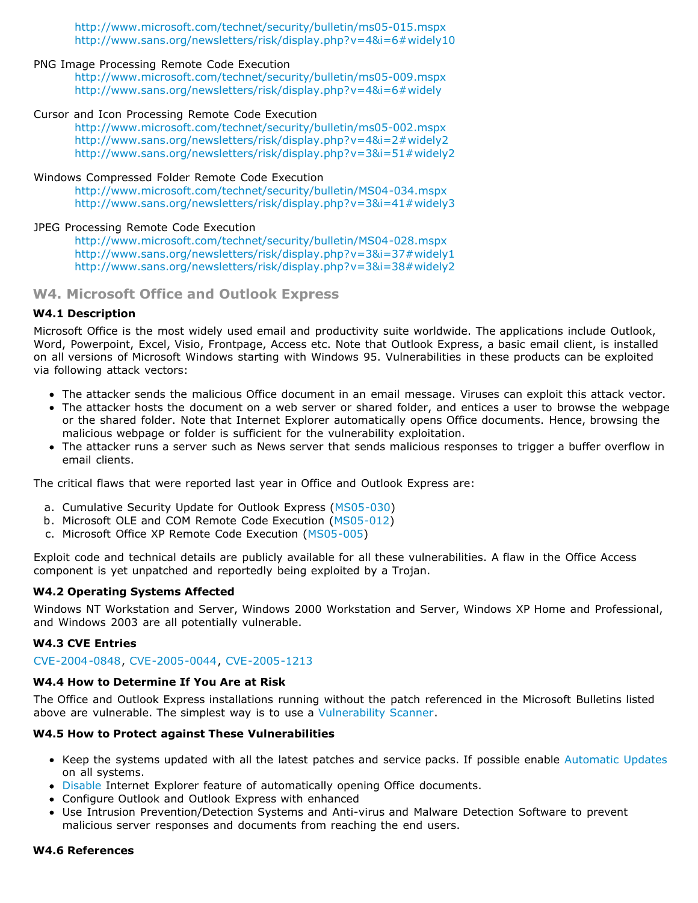http://www.microsoft.com/technet/security/bulletin/ms05-015.mspx
http://www.sans.org/newsletters/risk/display.php?v=4&i=6#widely10

PNG Image Processing Remote Code Execution
http://www.microsoft.com/technet/security/bulletin/ms05-009.mspx
http://www.sans.org/newsletters/risk/display.php?v=4&i=6#widely

Cursor and Icon Processing Remote Code Execution
http://www.microsoft.com/technet/security/bulletin/ms05-002.mspx
http://www.sans.org/newsletters/risk/display.php?v=4&i=2#widely2
http://www.sans.org/newsletters/risk/display.php?v=3&i=51#widely2

Windows Compressed Folder Remote Code Execution
http://www.microsoft.com/technet/security/bulletin/MS04-034.mspx
http://www.sans.org/newsletters/risk/display.php?v=3&i=41#widely3

JPEG Processing Remote Code Execution
http://www.microsoft.com/technet/security/bulletin/MS04-028.mspx
http://www.sans.org/newsletters/risk/display.php?v=3&i=37#widely1
http://www.sans.org/newsletters/risk/display.php?v=3&i=38#widely2

## W4. Microsoft Office and Outlook Express

### W4.1 Description

Microsoft Office is the most widely used email and productivity suite worldwide. The applications include Outlook, Word, Powerpoint, Excel, Visio, Frontpage, Access etc. Note that Outlook Express, a basic email client, is installed on all versions of Microsoft Windows starting with Windows 95. Vulnerabilities in these products can be exploited via following attack vectors:

- The attacker sends the malicious Office document in an email message. Viruses can exploit this attack vector.
- The attacker hosts the document on a web server or shared folder, and entices a user to browse the webpage or the shared folder. Note that Internet Explorer automatically opens Office documents. Hence, browsing the malicious webpage or folder is sufficient for the vulnerability exploitation.
- The attacker runs a server such as News server that sends malicious responses to trigger a buffer overflow in email clients.

The critical flaws that were reported last year in Office and Outlook Express are:

a. Cumulative Security Update for Outlook Express (MS05-030)
b. Microsoft OLE and COM Remote Code Execution (MS05-012)
c. Microsoft Office XP Remote Code Execution (MS05-005)

Exploit code and technical details are publicly available for all these vulnerabilities. A flaw in the Office Access component is yet unpatched and reportedly being exploited by a Trojan.

### W4.2 Operating Systems Affected

Windows NT Workstation and Server, Windows 2000 Workstation and Server, Windows XP Home and Professional, and Windows 2003 are all potentially vulnerable.

### W4.3 CVE Entries

CVE-2004-0848, CVE-2005-0044, CVE-2005-1213

### W4.4 How to Determine If You Are at Risk

The Office and Outlook Express installations running without the patch referenced in the Microsoft Bulletins listed above are vulnerable. The simplest way is to use a Vulnerability Scanner.

### W4.5 How to Protect against These Vulnerabilities

- Keep the systems updated with all the latest patches and service packs. If possible enable Automatic Updates on all systems.
- Disable Internet Explorer feature of automatically opening Office documents.
- Configure Outlook and Outlook Express with enhanced
- Use Intrusion Prevention/Detection Systems and Anti-virus and Malware Detection Software to prevent malicious server responses and documents from reaching the end users.

### W4.6 References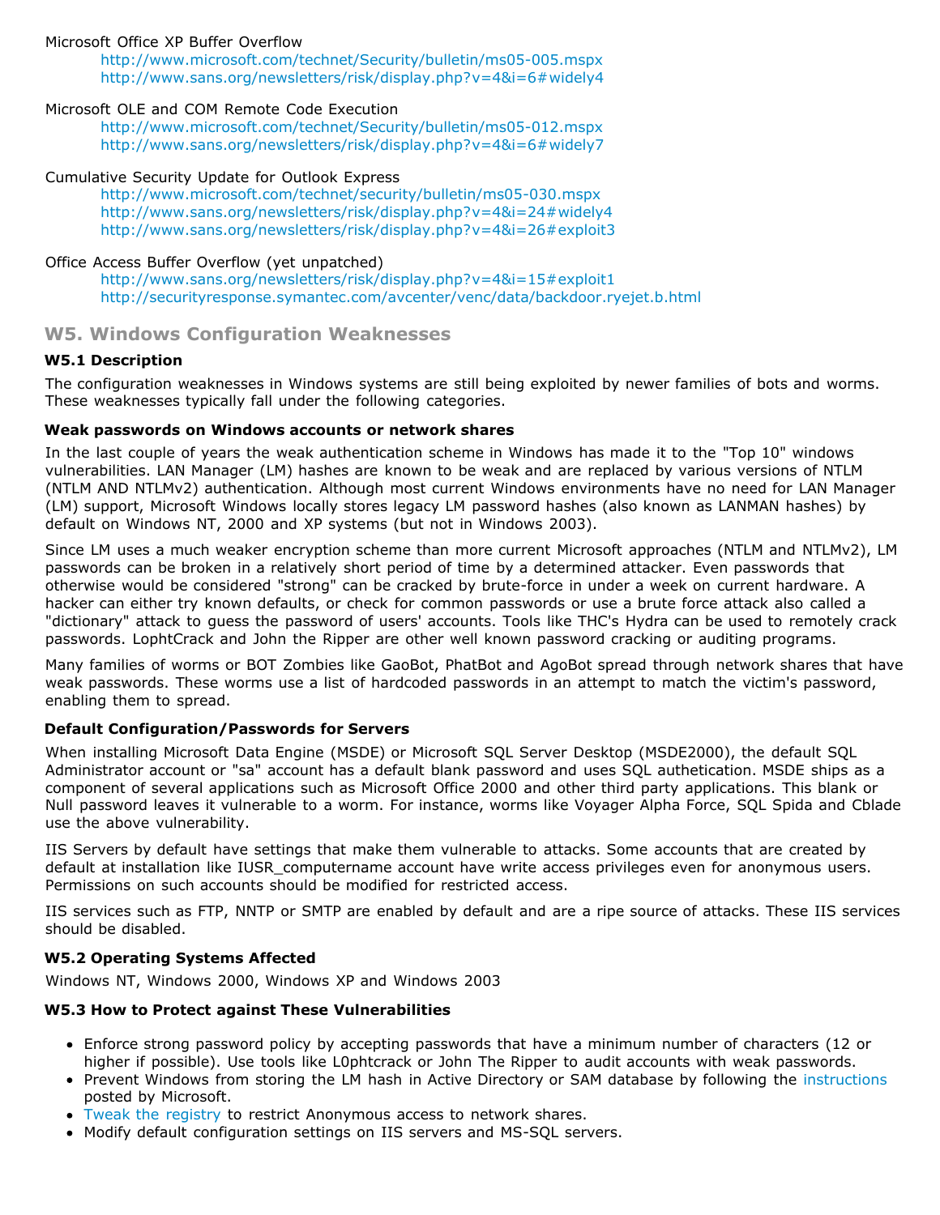Microsoft Office XP Buffer Overflow

http://www.microsoft.com/technet/Security/bulletin/ms05-005.mspx
http://www.sans.org/newsletters/risk/display.php?v=4&i=6#widely4

Microsoft OLE and COM Remote Code Execution

http://www.microsoft.com/technet/Security/bulletin/ms05-012.mspx
http://www.sans.org/newsletters/risk/display.php?v=4&i=6#widely7

Cumulative Security Update for Outlook Express

http://www.microsoft.com/technet/security/bulletin/ms05-030.mspx
http://www.sans.org/newsletters/risk/display.php?v=4&i=24#widely4
http://www.sans.org/newsletters/risk/display.php?v=4&i=26#exploit3

Office Access Buffer Overflow (yet unpatched)

http://www.sans.org/newsletters/risk/display.php?v=4&i=15#exploit1
http://securityresponse.symantec.com/avcenter/venc/data/backdoor.ryejet.b.html

## W5. Windows Configuration Weaknesses

### W5.1 Description

The configuration weaknesses in Windows systems are still being exploited by newer families of bots and worms. These weaknesses typically fall under the following categories.

#### Weak passwords on Windows accounts or network shares

In the last couple of years the weak authentication scheme in Windows has made it to the "Top 10" windows vulnerabilities. LAN Manager (LM) hashes are known to be weak and are replaced by various versions of NTLM (NTLM AND NTLMv2) authentication. Although most current Windows environments have no need for LAN Manager (LM) support, Microsoft Windows locally stores legacy LM password hashes (also known as LANMAN hashes) by default on Windows NT, 2000 and XP systems (but not in Windows 2003).

Since LM uses a much weaker encryption scheme than more current Microsoft approaches (NTLM and NTLMv2), LM passwords can be broken in a relatively short period of time by a determined attacker. Even passwords that otherwise would be considered "strong" can be cracked by brute-force in under a week on current hardware. A hacker can either try known defaults, or check for common passwords or use a brute force attack also called a "dictionary" attack to guess the password of users' accounts. Tools like THC's Hydra can be used to remotely crack passwords. LophtCrack and John the Ripper are other well known password cracking or auditing programs.

Many families of worms or BOT Zombies like GaoBot, PhatBot and AgoBot spread through network shares that have weak passwords. These worms use a list of hardcoded passwords in an attempt to match the victim's password, enabling them to spread.

#### Default Configuration/Passwords for Servers

When installing Microsoft Data Engine (MSDE) or Microsoft SQL Server Desktop (MSDE2000), the default SQL Administrator account or "sa" account has a default blank password and uses SQL authetication. MSDE ships as a component of several applications such as Microsoft Office 2000 and other third party applications. This blank or Null password leaves it vulnerable to a worm. For instance, worms like Voyager Alpha Force, SQL Spida and Cblade use the above vulnerability.

IIS Servers by default have settings that make them vulnerable to attacks. Some accounts that are created by default at installation like IUSR_computername account have write access privileges even for anonymous users. Permissions on such accounts should be modified for restricted access.

IIS services such as FTP, NNTP or SMTP are enabled by default and are a ripe source of attacks. These IIS services should be disabled.

### W5.2 Operating Systems Affected

Windows NT, Windows 2000, Windows XP and Windows 2003

### W5.3 How to Protect against These Vulnerabilities

- Enforce strong password policy by accepting passwords that have a minimum number of characters (12 or higher if possible). Use tools like L0phtcrack or John The Ripper to audit accounts with weak passwords.
- Prevent Windows from storing the LM hash in Active Directory or SAM database by following the instructions posted by Microsoft.
- Tweak the registry to restrict Anonymous access to network shares.
- Modify default configuration settings on IIS servers and MS-SQL servers.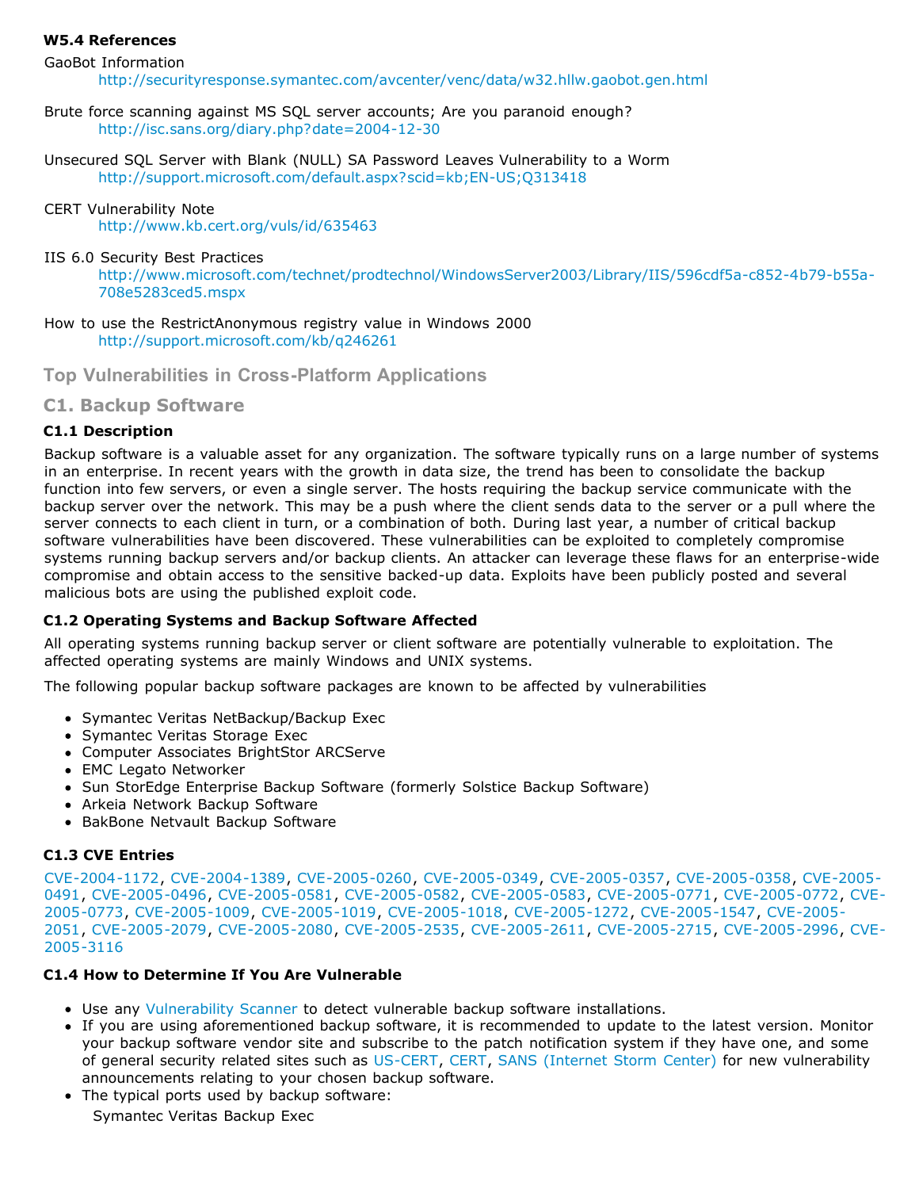#### W5.4 References

GaoBot Information
    http://securityresponse.symantec.com/avcenter/venc/data/w32.hllw.gaobot.gen.html

Brute force scanning against MS SQL server accounts; Are you paranoid enough?
    http://isc.sans.org/diary.php?date=2004-12-30

Unsecured SQL Server with Blank (NULL) SA Password Leaves Vulnerability to a Worm
    http://support.microsoft.com/default.aspx?scid=kb;EN-US;Q313418

CERT Vulnerability Note
    http://www.kb.cert.org/vuls/id/635463

IIS 6.0 Security Best Practices
    http://www.microsoft.com/technet/prodtechnol/WindowsServer2003/Library/IIS/596cdf5a-c852-4b79-b55a-708e5283ced5.mspx

How to use the RestrictAnonymous registry value in Windows 2000
    http://support.microsoft.com/kb/q246261

## Top Vulnerabilities in Cross-Platform Applications

## C1. Backup Software

#### C1.1 Description

Backup software is a valuable asset for any organization. The software typically runs on a large number of systems in an enterprise. In recent years with the growth in data size, the trend has been to consolidate the backup function into few servers, or even a single server. The hosts requiring the backup service communicate with the backup server over the network. This may be a push where the client sends data to the server or a pull where the server connects to each client in turn, or a combination of both. During last year, a number of critical backup software vulnerabilities have been discovered. These vulnerabilities can be exploited to completely compromise systems running backup servers and/or backup clients. An attacker can leverage these flaws for an enterprise-wide compromise and obtain access to the sensitive backed-up data. Exploits have been publicly posted and several malicious bots are using the published exploit code.

#### C1.2 Operating Systems and Backup Software Affected

All operating systems running backup server or client software are potentially vulnerable to exploitation. The affected operating systems are mainly Windows and UNIX systems.

The following popular backup software packages are known to be affected by vulnerabilities

- Symantec Veritas NetBackup/Backup Exec
- Symantec Veritas Storage Exec
- Computer Associates BrightStor ARCServe
- EMC Legato Networker
- Sun StorEdge Enterprise Backup Software (formerly Solstice Backup Software)
- Arkeia Network Backup Software
- BakBone Netvault Backup Software

#### C1.3 CVE Entries

CVE-2004-1172, CVE-2004-1389, CVE-2005-0260, CVE-2005-0349, CVE-2005-0357, CVE-2005-0358, CVE-2005-0491, CVE-2005-0496, CVE-2005-0581, CVE-2005-0582, CVE-2005-0583, CVE-2005-0771, CVE-2005-0772, CVE-2005-0773, CVE-2005-1009, CVE-2005-1019, CVE-2005-1018, CVE-2005-1272, CVE-2005-1547, CVE-2005-2051, CVE-2005-2079, CVE-2005-2080, CVE-2005-2535, CVE-2005-2611, CVE-2005-2715, CVE-2005-2996, CVE-2005-3116

#### C1.4 How to Determine If You Are Vulnerable

- Use any Vulnerability Scanner to detect vulnerable backup software installations.
- If you are using aforementioned backup software, it is recommended to update to the latest version. Monitor your backup software vendor site and subscribe to the patch notification system if they have one, and some of general security related sites such as US-CERT, CERT, SANS (Internet Storm Center) for new vulnerability announcements relating to your chosen backup software.
- The typical ports used by backup software:
  Symantec Veritas Backup Exec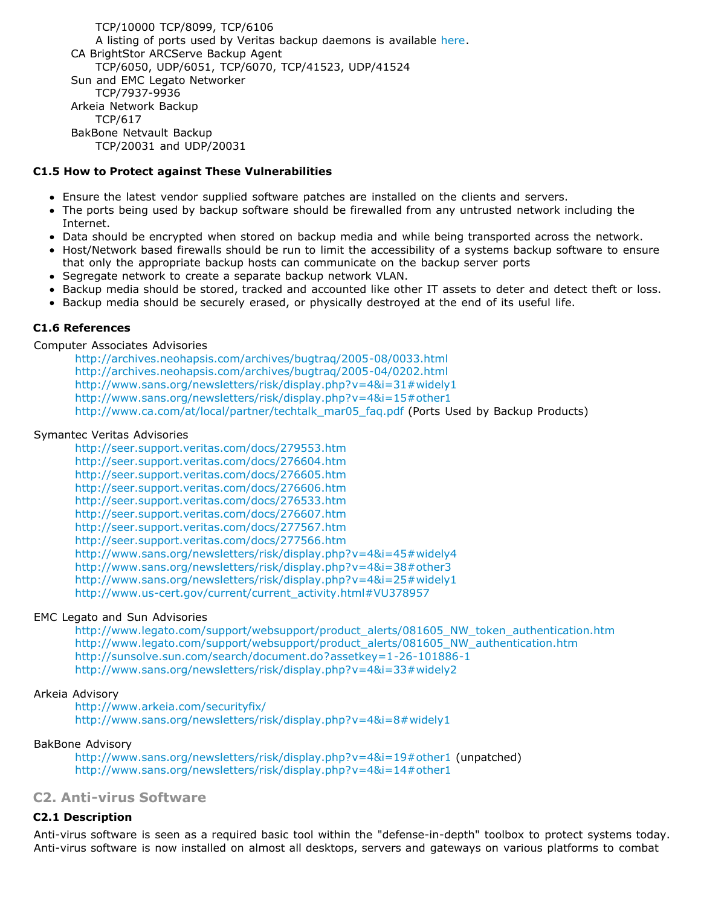TCP/10000 TCP/8099, TCP/6106
A listing of ports used by Veritas backup daemons is available here.

CA BrightStor ARCServe Backup Agent
TCP/6050, UDP/6051, TCP/6070, TCP/41523, UDP/41524

Sun and EMC Legato Networker
TCP/7937-9936

Arkeia Network Backup
TCP/617

BakBone Netvault Backup
TCP/20031 and UDP/20031

#### C1.5 How to Protect against These Vulnerabilities

- Ensure the latest vendor supplied software patches are installed on the clients and servers.
- The ports being used by backup software should be firewalled from any untrusted network including the Internet.
- Data should be encrypted when stored on backup media and while being transported across the network.
- Host/Network based firewalls should be run to limit the accessibility of a systems backup software to ensure that only the appropriate backup hosts can communicate on the backup server ports
- Segregate network to create a separate backup network VLAN.
- Backup media should be stored, tracked and accounted like other IT assets to deter and detect theft or loss.
- Backup media should be securely erased, or physically destroyed at the end of its useful life.

#### C1.6 References

Computer Associates Advisories
http://archives.neohapsis.com/archives/bugtraq/2005-08/0033.html
http://archives.neohapsis.com/archives/bugtraq/2005-04/0202.html
http://www.sans.org/newsletters/risk/display.php?v=4&i=31#widely1
http://www.sans.org/newsletters/risk/display.php?v=4&i=15#other1
http://www.ca.com/at/local/partner/techtalk_mar05_faq.pdf (Ports Used by Backup Products)

Symantec Veritas Advisories
http://seer.support.veritas.com/docs/279553.htm
http://seer.support.veritas.com/docs/276604.htm
http://seer.support.veritas.com/docs/276605.htm
http://seer.support.veritas.com/docs/276606.htm
http://seer.support.veritas.com/docs/276533.htm
http://seer.support.veritas.com/docs/276607.htm
http://seer.support.veritas.com/docs/277567.htm
http://seer.support.veritas.com/docs/277566.htm
http://www.sans.org/newsletters/risk/display.php?v=4&i=45#widely4
http://www.sans.org/newsletters/risk/display.php?v=4&i=38#other3
http://www.sans.org/newsletters/risk/display.php?v=4&i=25#widely1
http://www.us-cert.gov/current/current_activity.html#VU378957

EMC Legato and Sun Advisories
http://www.legato.com/support/websupport/product_alerts/081605_NW_token_authentication.htm
http://www.legato.com/support/websupport/product_alerts/081605_NW_authentication.htm
http://sunsolve.sun.com/search/document.do?assetkey=1-26-101886-1
http://www.sans.org/newsletters/risk/display.php?v=4&i=33#widely2

Arkeia Advisory
http://www.arkeia.com/securityfix/
http://www.sans.org/newsletters/risk/display.php?v=4&i=8#widely1

BakBone Advisory
http://www.sans.org/newsletters/risk/display.php?v=4&i=19#other1 (unpatched)
http://www.sans.org/newsletters/risk/display.php?v=4&i=14#other1

### C2. Anti-virus Software

#### C2.1 Description

Anti-virus software is seen as a required basic tool within the "defense-in-depth" toolbox to protect systems today. Anti-virus software is now installed on almost all desktops, servers and gateways on various platforms to combat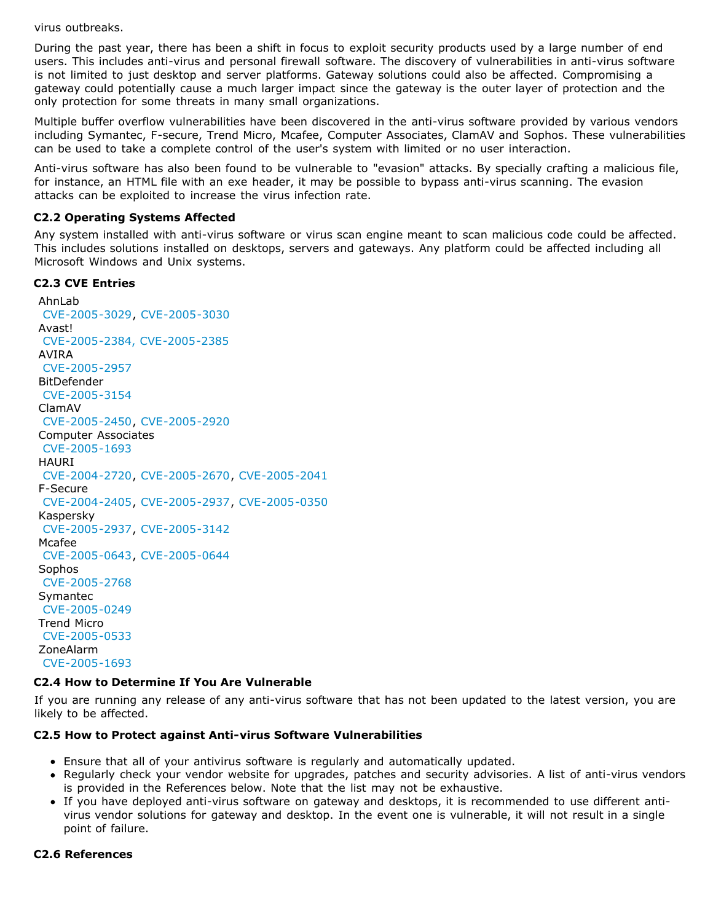virus outbreaks.

During the past year, there has been a shift in focus to exploit security products used by a large number of end users. This includes anti-virus and personal firewall software. The discovery of vulnerabilities in anti-virus software is not limited to just desktop and server platforms. Gateway solutions could also be affected. Compromising a gateway could potentially cause a much larger impact since the gateway is the outer layer of protection and the only protection for some threats in many small organizations.

Multiple buffer overflow vulnerabilities have been discovered in the anti-virus software provided by various vendors including Symantec, F-secure, Trend Micro, Mcafee, Computer Associates, ClamAV and Sophos. These vulnerabilities can be used to take a complete control of the user's system with limited or no user interaction.

Anti-virus software has also been found to be vulnerable to "evasion" attacks. By specially crafting a malicious file, for instance, an HTML file with an exe header, it may be possible to bypass anti-virus scanning. The evasion attacks can be exploited to increase the virus infection rate.

### C2.2 Operating Systems Affected

Any system installed with anti-virus software or virus scan engine meant to scan malicious code could be affected. This includes solutions installed on desktops, servers and gateways. Any platform could be affected including all Microsoft Windows and Unix systems.

### C2.3 CVE Entries

AhnLab
CVE-2005-3029, CVE-2005-3030
Avast!
CVE-2005-2384, CVE-2005-2385
AVIRA
CVE-2005-2957
BitDefender
CVE-2005-3154
ClamAV
CVE-2005-2450, CVE-2005-2920
Computer Associates
CVE-2005-1693
HAURI
CVE-2004-2720, CVE-2005-2670, CVE-2005-2041
F-Secure
CVE-2004-2405, CVE-2005-2937, CVE-2005-0350
Kaspersky
CVE-2005-2937, CVE-2005-3142
Mcafee
CVE-2005-0643, CVE-2005-0644
Sophos
CVE-2005-2768
Symantec
CVE-2005-0249
Trend Micro
CVE-2005-0533
ZoneAlarm
CVE-2005-1693

### C2.4 How to Determine If You Are Vulnerable

If you are running any release of any anti-virus software that has not been updated to the latest version, you are likely to be affected.

### C2.5 How to Protect against Anti-virus Software Vulnerabilities

- Ensure that all of your antivirus software is regularly and automatically updated.
- Regularly check your vendor website for upgrades, patches and security advisories. A list of anti-virus vendors is provided in the References below. Note that the list may not be exhaustive.
- If you have deployed anti-virus software on gateway and desktops, it is recommended to use different anti-virus vendor solutions for gateway and desktop. In the event one is vulnerable, it will not result in a single point of failure.

### C2.6 References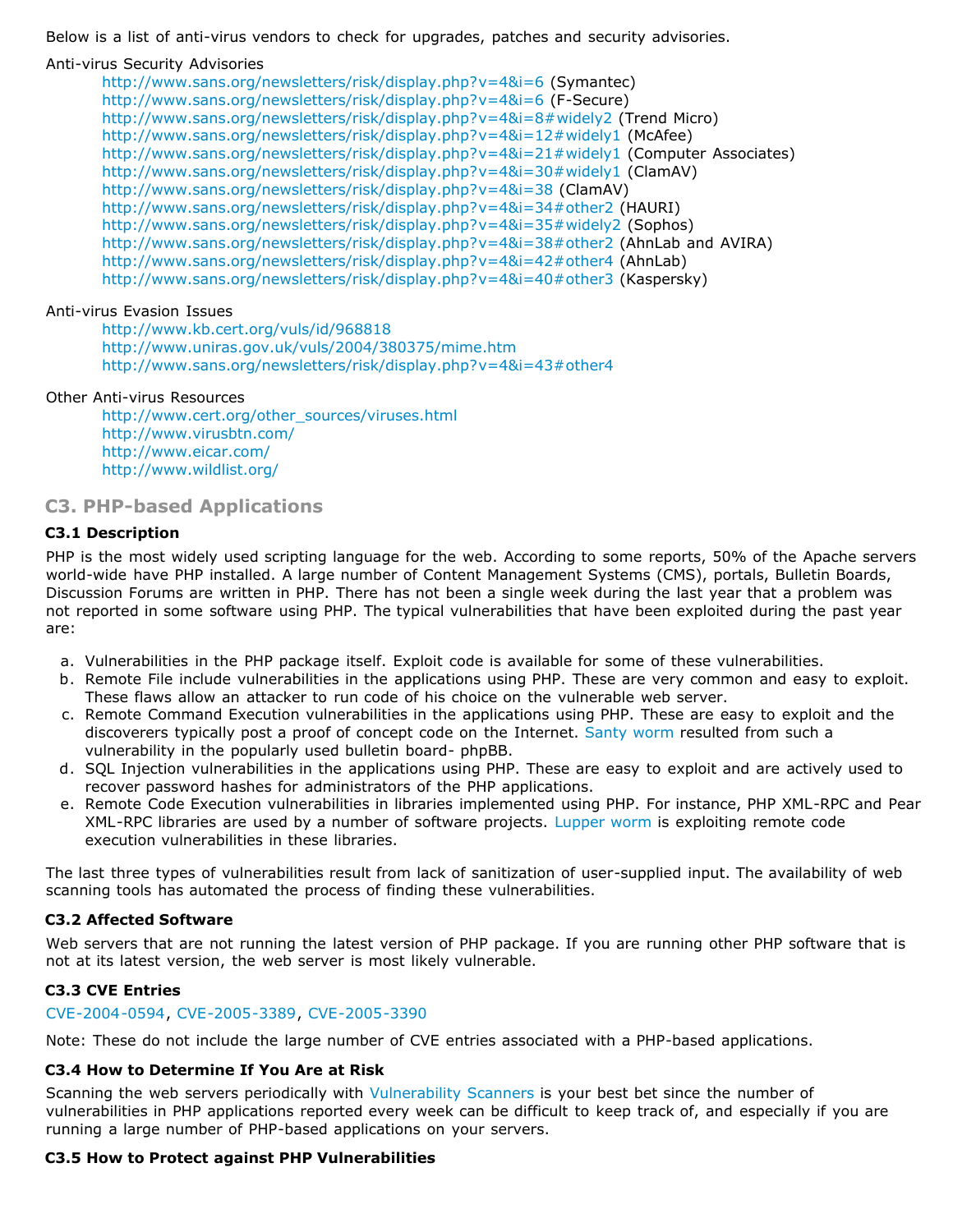Below is a list of anti-virus vendors to check for upgrades, patches and security advisories.

Anti-virus Security Advisories

- http://www.sans.org/newsletters/risk/display.php?v=4&i=6 (Symantec)
- http://www.sans.org/newsletters/risk/display.php?v=4&i=6 (F-Secure)
- http://www.sans.org/newsletters/risk/display.php?v=4&i=8#widely2 (Trend Micro)
- http://www.sans.org/newsletters/risk/display.php?v=4&i=12#widely1 (McAfee)
- http://www.sans.org/newsletters/risk/display.php?v=4&i=21#widely1 (Computer Associates)
- http://www.sans.org/newsletters/risk/display.php?v=4&i=30#widely1 (ClamAV)
- http://www.sans.org/newsletters/risk/display.php?v=4&i=38 (ClamAV)
- http://www.sans.org/newsletters/risk/display.php?v=4&i=34#other2 (HAURI)
- http://www.sans.org/newsletters/risk/display.php?v=4&i=35#widely2 (Sophos)
- http://www.sans.org/newsletters/risk/display.php?v=4&i=38#other2 (AhnLab and AVIRA)
- http://www.sans.org/newsletters/risk/display.php?v=4&i=42#other4 (AhnLab)
- http://www.sans.org/newsletters/risk/display.php?v=4&i=40#other3 (Kaspersky)

Anti-virus Evasion Issues

- http://www.kb.cert.org/vuls/id/968818
- http://www.uniras.gov.uk/vuls/2004/380375/mime.htm
- http://www.sans.org/newsletters/risk/display.php?v=4&i=43#other4

Other Anti-virus Resources

- http://www.cert.org/other_sources/viruses.html
- http://www.virusbtn.com/
- http://www.eicar.com/
- http://www.wildlist.org/

## C3. PHP-based Applications

### C3.1 Description

PHP is the most widely used scripting language for the web. According to some reports, 50% of the Apache servers world-wide have PHP installed. A large number of Content Management Systems (CMS), portals, Bulletin Boards, Discussion Forums are written in PHP. There has not been a single week during the last year that a problem was not reported in some software using PHP. The typical vulnerabilities that have been exploited during the past year are:

a. Vulnerabilities in the PHP package itself. Exploit code is available for some of these vulnerabilities.
b. Remote File include vulnerabilities in the applications using PHP. These are very common and easy to exploit. These flaws allow an attacker to run code of his choice on the vulnerable web server.
c. Remote Command Execution vulnerabilities in the applications using PHP. These are easy to exploit and the discoverers typically post a proof of concept code on the Internet. Santy worm resulted from such a vulnerability in the popularly used bulletin board- phpBB.
d. SQL Injection vulnerabilities in the applications using PHP. These are easy to exploit and are actively used to recover password hashes for administrators of the PHP applications.
e. Remote Code Execution vulnerabilities in libraries implemented using PHP. For instance, PHP XML-RPC and Pear XML-RPC libraries are used by a number of software projects. Lupper worm is exploiting remote code execution vulnerabilities in these libraries.

The last three types of vulnerabilities result from lack of sanitization of user-supplied input. The availability of web scanning tools has automated the process of finding these vulnerabilities.

### C3.2 Affected Software

Web servers that are not running the latest version of PHP package. If you are running other PHP software that is not at its latest version, the web server is most likely vulnerable.

### C3.3 CVE Entries

CVE-2004-0594, CVE-2005-3389, CVE-2005-3390

Note: These do not include the large number of CVE entries associated with a PHP-based applications.

### C3.4 How to Determine If You Are at Risk

Scanning the web servers periodically with Vulnerability Scanners is your best bet since the number of vulnerabilities in PHP applications reported every week can be difficult to keep track of, and especially if you are running a large number of PHP-based applications on your servers.

### C3.5 How to Protect against PHP Vulnerabilities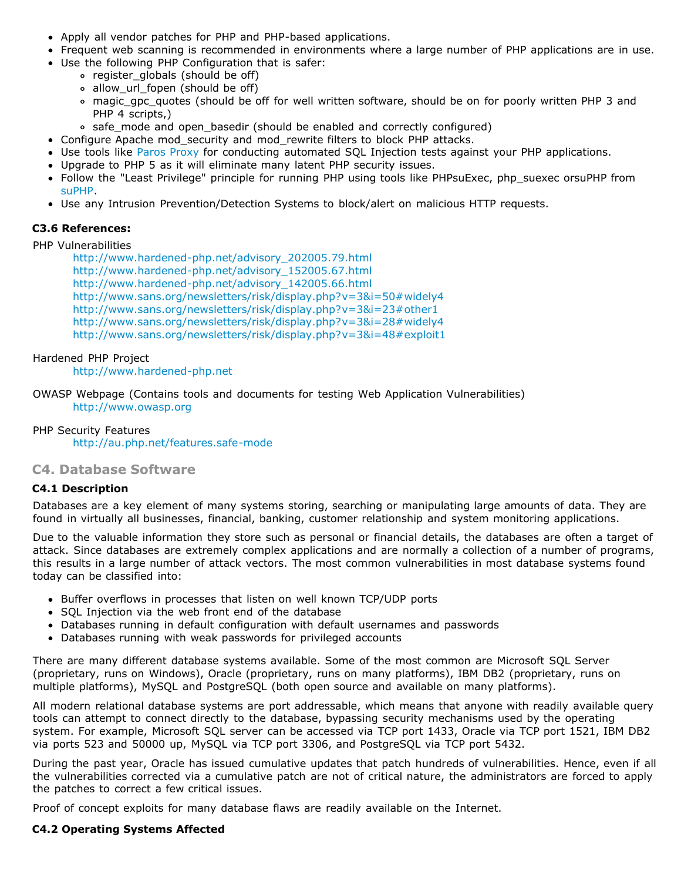- Apply all vendor patches for PHP and PHP-based applications.
- Frequent web scanning is recommended in environments where a large number of PHP applications are in use.
- Use the following PHP Configuration that is safer:
  - register_globals (should be off)
  - allow_url_fopen (should be off)
  - magic_gpc_quotes (should be off for well written software, should be on for poorly written PHP 3 and PHP 4 scripts,)
  - safe_mode and open_basedir (should be enabled and correctly configured)
- Configure Apache mod_security and mod_rewrite filters to block PHP attacks.
- Use tools like Paros Proxy for conducting automated SQL Injection tests against your PHP applications.
- Upgrade to PHP 5 as it will eliminate many latent PHP security issues.
- Follow the "Least Privilege" principle for running PHP using tools like PHPsuExec, php_suexec orsuPHP from suPHP.
- Use any Intrusion Prevention/Detection Systems to block/alert on malicious HTTP requests.

**C3.6 References:**

PHP Vulnerabilities
 http://www.hardened-php.net/advisory_202005.79.html
 http://www.hardened-php.net/advisory_152005.67.html
 http://www.hardened-php.net/advisory_142005.66.html
 http://www.sans.org/newsletters/risk/display.php?v=3&i=50#widely4
 http://www.sans.org/newsletters/risk/display.php?v=3&i=23#other1
 http://www.sans.org/newsletters/risk/display.php?v=3&i=28#widely4
 http://www.sans.org/newsletters/risk/display.php?v=3&i=48#exploit1

Hardened PHP Project
 http://www.hardened-php.net

OWASP Webpage (Contains tools and documents for testing Web Application Vulnerabilities)
 http://www.owasp.org

PHP Security Features
 http://au.php.net/features.safe-mode

## C4. Database Software

**C4.1 Description**

Databases are a key element of many systems storing, searching or manipulating large amounts of data. They are found in virtually all businesses, financial, banking, customer relationship and system monitoring applications.

Due to the valuable information they store such as personal or financial details, the databases are often a target of attack. Since databases are extremely complex applications and are normally a collection of a number of programs, this results in a large number of attack vectors. The most common vulnerabilities in most database systems found today can be classified into:

- Buffer overflows in processes that listen on well known TCP/UDP ports
- SQL Injection via the web front end of the database
- Databases running in default configuration with default usernames and passwords
- Databases running with weak passwords for privileged accounts

There are many different database systems available. Some of the most common are Microsoft SQL Server (proprietary, runs on Windows), Oracle (proprietary, runs on many platforms), IBM DB2 (proprietary, runs on multiple platforms), MySQL and PostgreSQL (both open source and available on many platforms).

All modern relational database systems are port addressable, which means that anyone with readily available query tools can attempt to connect directly to the database, bypassing security mechanisms used by the operating system. For example, Microsoft SQL server can be accessed via TCP port 1433, Oracle via TCP port 1521, IBM DB2 via ports 523 and 50000 up, MySQL via TCP port 3306, and PostgreSQL via TCP port 5432.

During the past year, Oracle has issued cumulative updates that patch hundreds of vulnerabilities. Hence, even if all the vulnerabilities corrected via a cumulative patch are not of critical nature, the administrators are forced to apply the patches to correct a few critical issues.

Proof of concept exploits for many database flaws are readily available on the Internet.

**C4.2 Operating Systems Affected**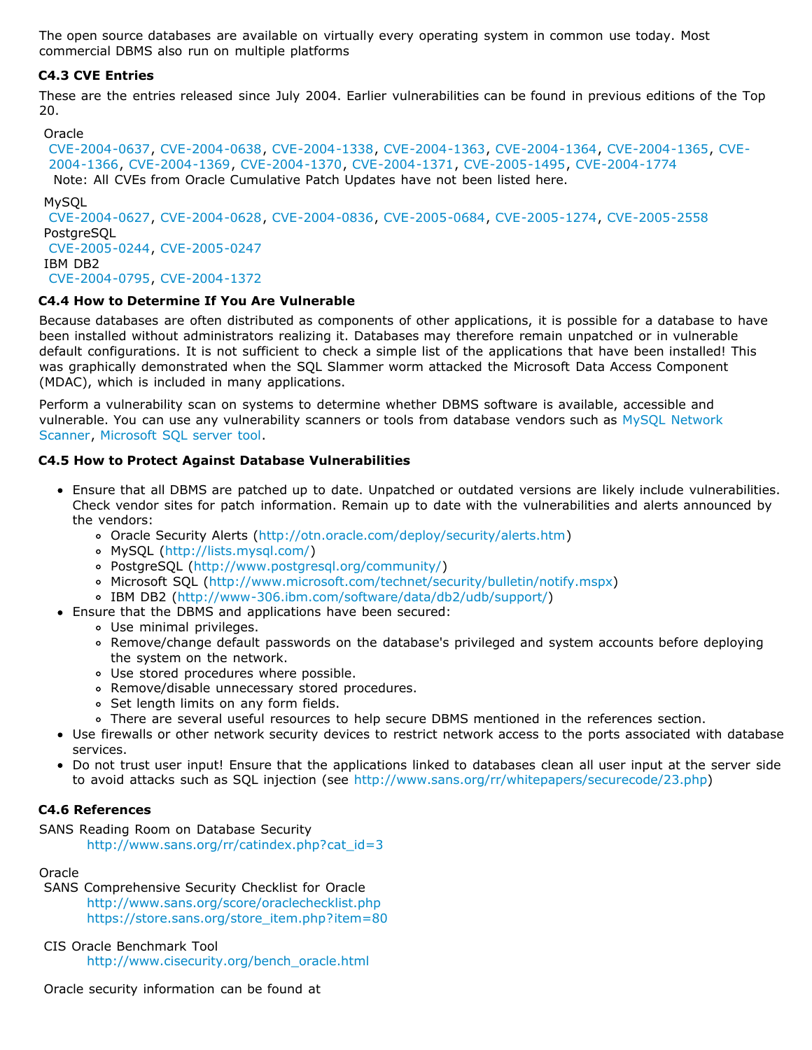The open source databases are available on virtually every operating system in common use today. Most commercial DBMS also run on multiple platforms

### C4.3 CVE Entries

These are the entries released since July 2004. Earlier vulnerabilities can be found in previous editions of the Top 20.

Oracle
CVE-2004-0637, CVE-2004-0638, CVE-2004-1338, CVE-2004-1363, CVE-2004-1364, CVE-2004-1365, CVE-2004-1366, CVE-2004-1369, CVE-2004-1370, CVE-2004-1371, CVE-2005-1495, CVE-2004-1774
Note: All CVEs from Oracle Cumulative Patch Updates have not been listed here.

MySQL
CVE-2004-0627, CVE-2004-0628, CVE-2004-0836, CVE-2005-0684, CVE-2005-1274, CVE-2005-2558
PostgreSQL
CVE-2005-0244, CVE-2005-0247
IBM DB2
CVE-2004-0795, CVE-2004-1372

### C4.4 How to Determine If You Are Vulnerable

Because databases are often distributed as components of other applications, it is possible for a database to have been installed without administrators realizing it. Databases may therefore remain unpatched or in vulnerable default configurations. It is not sufficient to check a simple list of the applications that have been installed! This was graphically demonstrated when the SQL Slammer worm attacked the Microsoft Data Access Component (MDAC), which is included in many applications.

Perform a vulnerability scan on systems to determine whether DBMS software is available, accessible and vulnerable. You can use any vulnerability scanners or tools from database vendors such as MySQL Network Scanner, Microsoft SQL server tool.

### C4.5 How to Protect Against Database Vulnerabilities

- Ensure that all DBMS are patched up to date. Unpatched or outdated versions are likely include vulnerabilities. Check vendor sites for patch information. Remain up to date with the vulnerabilities and alerts announced by the vendors:
  - Oracle Security Alerts (http://otn.oracle.com/deploy/security/alerts.htm)
  - MySQL (http://lists.mysql.com/)
  - PostgreSQL (http://www.postgresql.org/community/)
  - Microsoft SQL (http://www.microsoft.com/technet/security/bulletin/notify.mspx)
  - IBM DB2 (http://www-306.ibm.com/software/data/db2/udb/support/)
- Ensure that the DBMS and applications have been secured:
  - Use minimal privileges.
  - Remove/change default passwords on the database's privileged and system accounts before deploying the system on the network.
  - Use stored procedures where possible.
  - Remove/disable unnecessary stored procedures.
  - Set length limits on any form fields.
  - There are several useful resources to help secure DBMS mentioned in the references section.
- Use firewalls or other network security devices to restrict network access to the ports associated with database services.
- Do not trust user input! Ensure that the applications linked to databases clean all user input at the server side to avoid attacks such as SQL injection (see http://www.sans.org/rr/whitepapers/securecode/23.php)

### C4.6 References

SANS Reading Room on Database Security
http://www.sans.org/rr/catindex.php?cat_id=3

Oracle
SANS Comprehensive Security Checklist for Oracle
http://www.sans.org/score/oraclechecklist.php
https://store.sans.org/store_item.php?item=80

CIS Oracle Benchmark Tool
http://www.cisecurity.org/bench_oracle.html

Oracle security information can be found at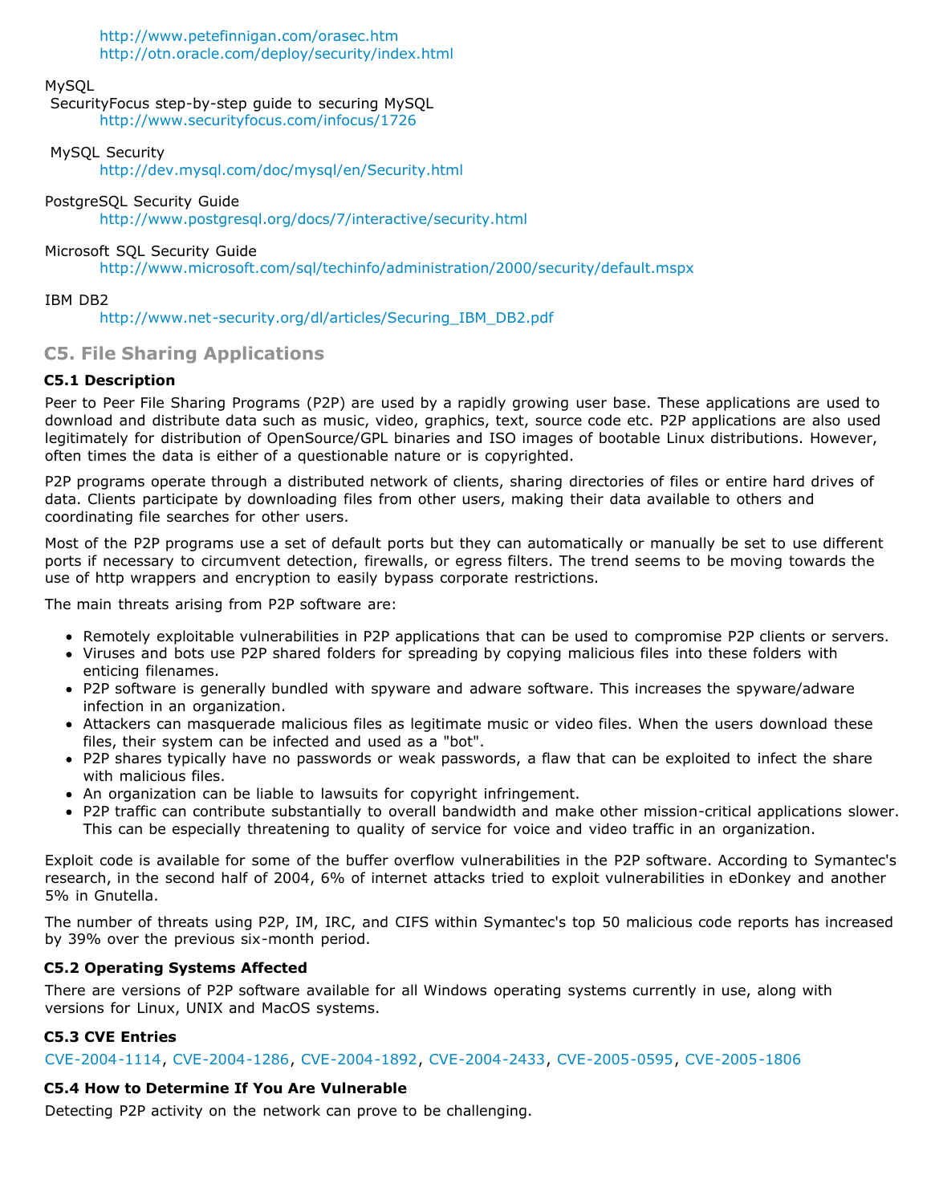http://www.petefinnigan.com/orasec.htm
http://otn.oracle.com/deploy/security/index.html

MySQL

SecurityFocus step-by-step guide to securing MySQL
http://www.securityfocus.com/infocus/1726

MySQL Security
http://dev.mysql.com/doc/mysql/en/Security.html

PostgreSQL Security Guide
http://www.postgresql.org/docs/7/interactive/security.html

Microsoft SQL Security Guide
http://www.microsoft.com/sql/techinfo/administration/2000/security/default.mspx

IBM DB2
http://www.net-security.org/dl/articles/Securing_IBM_DB2.pdf

## C5. File Sharing Applications

### C5.1 Description

Peer to Peer File Sharing Programs (P2P) are used by a rapidly growing user base. These applications are used to download and distribute data such as music, video, graphics, text, source code etc. P2P applications are also used legitimately for distribution of OpenSource/GPL binaries and ISO images of bootable Linux distributions. However, often times the data is either of a questionable nature or is copyrighted.

P2P programs operate through a distributed network of clients, sharing directories of files or entire hard drives of data. Clients participate by downloading files from other users, making their data available to others and coordinating file searches for other users.

Most of the P2P programs use a set of default ports but they can automatically or manually be set to use different ports if necessary to circumvent detection, firewalls, or egress filters. The trend seems to be moving towards the use of http wrappers and encryption to easily bypass corporate restrictions.

The main threats arising from P2P software are:

- Remotely exploitable vulnerabilities in P2P applications that can be used to compromise P2P clients or servers.
- Viruses and bots use P2P shared folders for spreading by copying malicious files into these folders with enticing filenames.
- P2P software is generally bundled with spyware and adware software. This increases the spyware/adware infection in an organization.
- Attackers can masquerade malicious files as legitimate music or video files. When the users download these files, their system can be infected and used as a "bot".
- P2P shares typically have no passwords or weak passwords, a flaw that can be exploited to infect the share with malicious files.
- An organization can be liable to lawsuits for copyright infringement.
- P2P traffic can contribute substantially to overall bandwidth and make other mission-critical applications slower. This can be especially threatening to quality of service for voice and video traffic in an organization.

Exploit code is available for some of the buffer overflow vulnerabilities in the P2P software. According to Symantec's research, in the second half of 2004, 6% of internet attacks tried to exploit vulnerabilities in eDonkey and another 5% in Gnutella.

The number of threats using P2P, IM, IRC, and CIFS within Symantec's top 50 malicious code reports has increased by 39% over the previous six-month period.

### C5.2 Operating Systems Affected

There are versions of P2P software available for all Windows operating systems currently in use, along with versions for Linux, UNIX and MacOS systems.

### C5.3 CVE Entries

CVE-2004-1114, CVE-2004-1286, CVE-2004-1892, CVE-2004-2433, CVE-2005-0595, CVE-2005-1806

### C5.4 How to Determine If You Are Vulnerable

Detecting P2P activity on the network can prove to be challenging.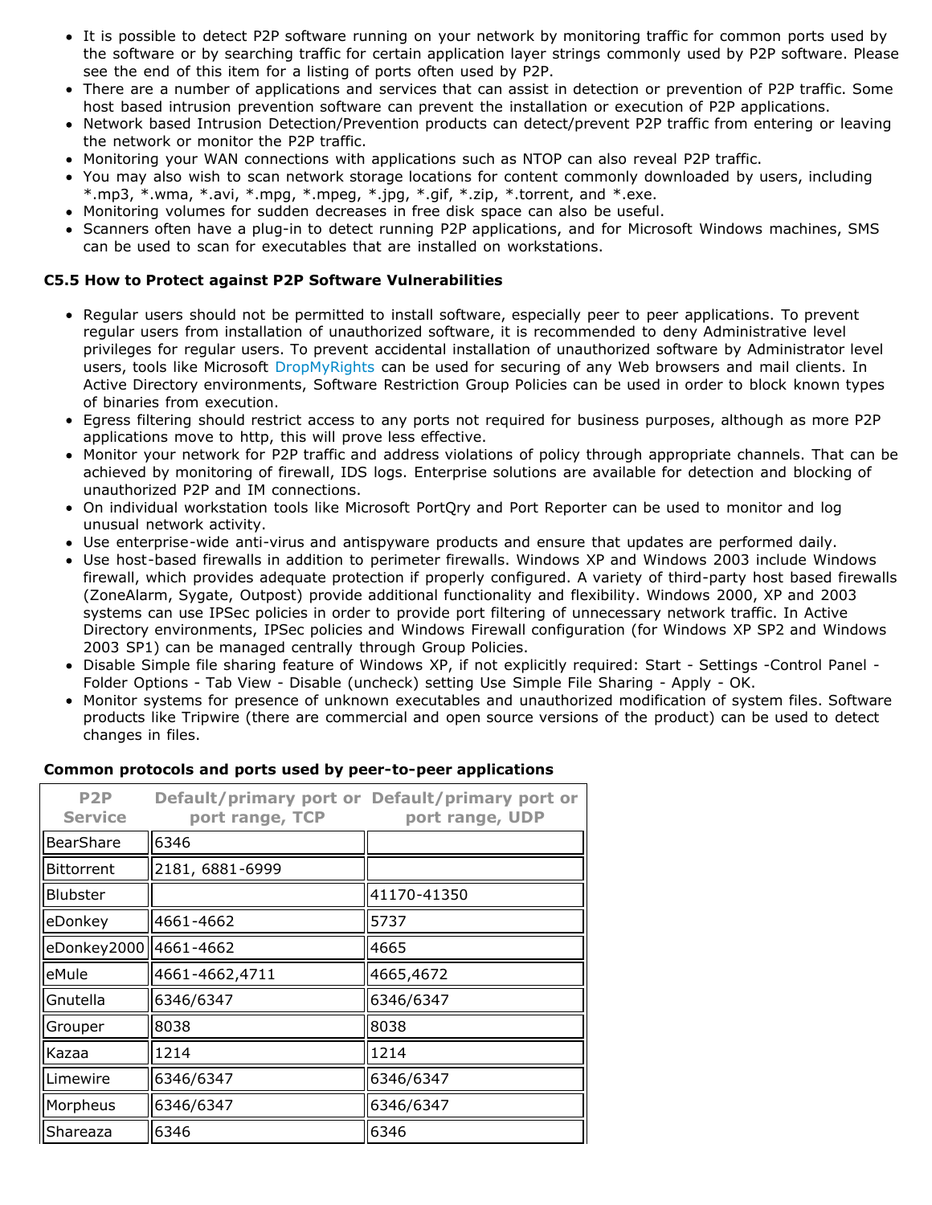- It is possible to detect P2P software running on your network by monitoring traffic for common ports used by the software or by searching traffic for certain application layer strings commonly used by P2P software. Please see the end of this item for a listing of ports often used by P2P.
- There are a number of applications and services that can assist in detection or prevention of P2P traffic. Some host based intrusion prevention software can prevent the installation or execution of P2P applications.
- Network based Intrusion Detection/Prevention products can detect/prevent P2P traffic from entering or leaving the network or monitor the P2P traffic.
- Monitoring your WAN connections with applications such as NTOP can also reveal P2P traffic.
- You may also wish to scan network storage locations for content commonly downloaded by users, including *.mp3, *.wma, *.avi, *.mpg, *.mpeg, *.jpg, *.gif, *.zip, *.torrent, and *.exe.
- Monitoring volumes for sudden decreases in free disk space can also be useful.
- Scanners often have a plug-in to detect running P2P applications, and for Microsoft Windows machines, SMS can be used to scan for executables that are installed on workstations.

### C5.5 How to Protect against P2P Software Vulnerabilities

- Regular users should not be permitted to install software, especially peer to peer applications. To prevent regular users from installation of unauthorized software, it is recommended to deny Administrative level privileges for regular users. To prevent accidental installation of unauthorized software by Administrator level users, tools like Microsoft DropMyRights can be used for securing of any Web browsers and mail clients. In Active Directory environments, Software Restriction Group Policies can be used in order to block known types of binaries from execution.
- Egress filtering should restrict access to any ports not required for business purposes, although as more P2P applications move to http, this will prove less effective.
- Monitor your network for P2P traffic and address violations of policy through appropriate channels. That can be achieved by monitoring of firewall, IDS logs. Enterprise solutions are available for detection and blocking of unauthorized P2P and IM connections.
- On individual workstation tools like Microsoft PortQry and Port Reporter can be used to monitor and log unusual network activity.
- Use enterprise-wide anti-virus and antispyware products and ensure that updates are performed daily.
- Use host-based firewalls in addition to perimeter firewalls. Windows XP and Windows 2003 include Windows firewall, which provides adequate protection if properly configured. A variety of third-party host based firewalls (ZoneAlarm, Sygate, Outpost) provide additional functionality and flexibility. Windows 2000, XP and 2003 systems can use IPSec policies in order to provide port filtering of unnecessary network traffic. In Active Directory environments, IPSec policies and Windows Firewall configuration (for Windows XP SP2 and Windows 2003 SP1) can be managed centrally through Group Policies.
- Disable Simple file sharing feature of Windows XP, if not explicitly required: Start - Settings -Control Panel - Folder Options - Tab View - Disable (uncheck) setting Use Simple File Sharing - Apply - OK.
- Monitor systems for presence of unknown executables and unauthorized modification of system files. Software products like Tripwire (there are commercial and open source versions of the product) can be used to detect changes in files.

**Common protocols and ports used by peer-to-peer applications**

| P2P Service | Default/primary port or port range, TCP | Default/primary port or port range, UDP |
|---|---|---|
| BearShare | 6346 | |
| Bittorrent | 2181, 6881-6999 | |
| Blubster | | 41170-41350 |
| eDonkey | 4661-4662 | 5737 |
| eDonkey2000 | 4661-4662 | 4665 |
| eMule | 4661-4662,4711 | 4665,4672 |
| Gnutella | 6346/6347 | 6346/6347 |
| Grouper | 8038 | 8038 |
| Kazaa | 1214 | 1214 |
| Limewire | 6346/6347 | 6346/6347 |
| Morpheus | 6346/6347 | 6346/6347 |
| Shareaza | 6346 | 6346 |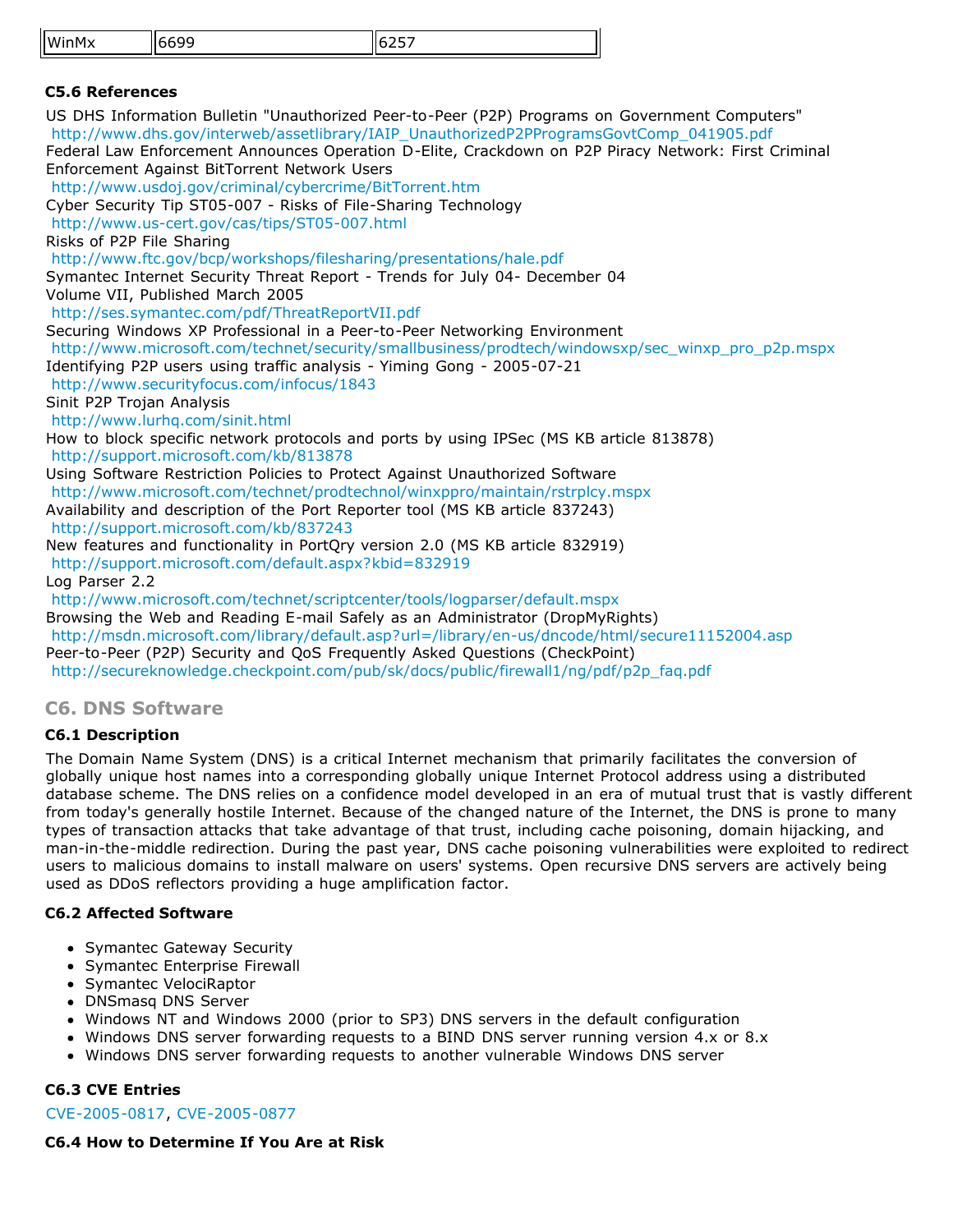| WinMx | 6699 | 6257 |
|---|---|---|

#### C5.6 References

US DHS Information Bulletin "Unauthorized Peer-to-Peer (P2P) Programs on Government Computers"
http://www.dhs.gov/interweb/assetlibrary/IAIP_UnauthorizedP2PProgramsGovtComp_041905.pdf
Federal Law Enforcement Announces Operation D-Elite, Crackdown on P2P Piracy Network: First Criminal Enforcement Against BitTorrent Network Users
http://www.usdoj.gov/criminal/cybercrime/BitTorrent.htm
Cyber Security Tip ST05-007 - Risks of File-Sharing Technology
http://www.us-cert.gov/cas/tips/ST05-007.html
Risks of P2P File Sharing
http://www.ftc.gov/bcp/workshops/filesharing/presentations/hale.pdf
Symantec Internet Security Threat Report - Trends for July 04- December 04
Volume VII, Published March 2005
http://ses.symantec.com/pdf/ThreatReportVII.pdf
Securing Windows XP Professional in a Peer-to-Peer Networking Environment
http://www.microsoft.com/technet/security/smallbusiness/prodtech/windowsxp/sec_winxp_pro_p2p.mspx
Identifying P2P users using traffic analysis - Yiming Gong - 2005-07-21
http://www.securityfocus.com/infocus/1843
Sinit P2P Trojan Analysis
http://www.lurhq.com/sinit.html
How to block specific network protocols and ports by using IPSec (MS KB article 813878)
http://support.microsoft.com/kb/813878
Using Software Restriction Policies to Protect Against Unauthorized Software
http://www.microsoft.com/technet/prodtechnol/winxppro/maintain/rstrplcy.mspx
Availability and description of the Port Reporter tool (MS KB article 837243)
http://support.microsoft.com/kb/837243
New features and functionality in PortQry version 2.0 (MS KB article 832919)
http://support.microsoft.com/default.aspx?kbid=832919
Log Parser 2.2
http://www.microsoft.com/technet/scriptcenter/tools/logparser/default.mspx
Browsing the Web and Reading E-mail Safely as an Administrator (DropMyRights)
http://msdn.microsoft.com/library/default.asp?url=/library/en-us/dncode/html/secure11152004.asp
Peer-to-Peer (P2P) Security and QoS Frequently Asked Questions (CheckPoint)
http://secureknowledge.checkpoint.com/pub/sk/docs/public/firewall1/ng/pdf/p2p_faq.pdf

### C6. DNS Software

#### C6.1 Description

The Domain Name System (DNS) is a critical Internet mechanism that primarily facilitates the conversion of globally unique host names into a corresponding globally unique Internet Protocol address using a distributed database scheme. The DNS relies on a confidence model developed in an era of mutual trust that is vastly different from today's generally hostile Internet. Because of the changed nature of the Internet, the DNS is prone to many types of transaction attacks that take advantage of that trust, including cache poisoning, domain hijacking, and man-in-the-middle redirection. During the past year, DNS cache poisoning vulnerabilities were exploited to redirect users to malicious domains to install malware on users' systems. Open recursive DNS servers are actively being used as DDoS reflectors providing a huge amplification factor.

#### C6.2 Affected Software

- Symantec Gateway Security
- Symantec Enterprise Firewall
- Symantec VelociRaptor
- DNSmasq DNS Server
- Windows NT and Windows 2000 (prior to SP3) DNS servers in the default configuration
- Windows DNS server forwarding requests to a BIND DNS server running version 4.x or 8.x
- Windows DNS server forwarding requests to another vulnerable Windows DNS server

#### C6.3 CVE Entries

CVE-2005-0817, CVE-2005-0877

#### C6.4 How to Determine If You Are at Risk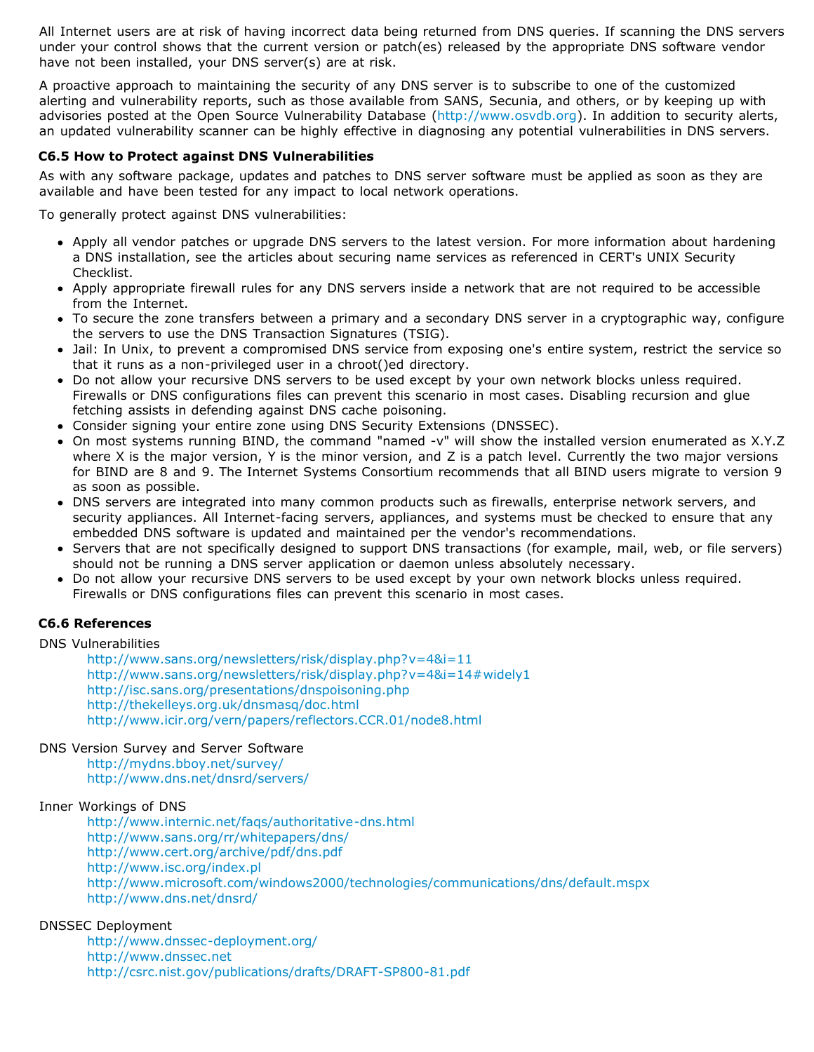All Internet users are at risk of having incorrect data being returned from DNS queries. If scanning the DNS servers under your control shows that the current version or patch(es) released by the appropriate DNS software vendor have not been installed, your DNS server(s) are at risk.

A proactive approach to maintaining the security of any DNS server is to subscribe to one of the customized alerting and vulnerability reports, such as those available from SANS, Secunia, and others, or by keeping up with advisories posted at the Open Source Vulnerability Database (http://www.osvdb.org). In addition to security alerts, an updated vulnerability scanner can be highly effective in diagnosing any potential vulnerabilities in DNS servers.

### C6.5 How to Protect against DNS Vulnerabilities

As with any software package, updates and patches to DNS server software must be applied as soon as they are available and have been tested for any impact to local network operations.

To generally protect against DNS vulnerabilities:

- Apply all vendor patches or upgrade DNS servers to the latest version. For more information about hardening a DNS installation, see the articles about securing name services as referenced in CERT's UNIX Security Checklist.
- Apply appropriate firewall rules for any DNS servers inside a network that are not required to be accessible from the Internet.
- To secure the zone transfers between a primary and a secondary DNS server in a cryptographic way, configure the servers to use the DNS Transaction Signatures (TSIG).
- Jail: In Unix, to prevent a compromised DNS service from exposing one's entire system, restrict the service so that it runs as a non-privileged user in a chroot()ed directory.
- Do not allow your recursive DNS servers to be used except by your own network blocks unless required. Firewalls or DNS configurations files can prevent this scenario in most cases. Disabling recursion and glue fetching assists in defending against DNS cache poisoning.
- Consider signing your entire zone using DNS Security Extensions (DNSSEC).
- On most systems running BIND, the command "named -v" will show the installed version enumerated as X.Y.Z where X is the major version, Y is the minor version, and Z is a patch level. Currently the two major versions for BIND are 8 and 9. The Internet Systems Consortium recommends that all BIND users migrate to version 9 as soon as possible.
- DNS servers are integrated into many common products such as firewalls, enterprise network servers, and security appliances. All Internet-facing servers, appliances, and systems must be checked to ensure that any embedded DNS software is updated and maintained per the vendor's recommendations.
- Servers that are not specifically designed to support DNS transactions (for example, mail, web, or file servers) should not be running a DNS server application or daemon unless absolutely necessary.
- Do not allow your recursive DNS servers to be used except by your own network blocks unless required. Firewalls or DNS configurations files can prevent this scenario in most cases.

### C6.6 References

DNS Vulnerabilities

http://www.sans.org/newsletters/risk/display.php?v=4&i=11
http://www.sans.org/newsletters/risk/display.php?v=4&i=14#widely1
http://isc.sans.org/presentations/dnspoisoning.php
http://thekelleys.org.uk/dnsmasq/doc.html
http://www.icir.org/vern/papers/reflectors.CCR.01/node8.html

DNS Version Survey and Server Software

http://mydns.bboy.net/survey/
http://www.dns.net/dnsrd/servers/

Inner Workings of DNS

http://www.internic.net/faqs/authoritative-dns.html
http://www.sans.org/rr/whitepapers/dns/
http://www.cert.org/archive/pdf/dns.pdf
http://www.isc.org/index.pl
http://www.microsoft.com/windows2000/technologies/communications/dns/default.mspx
http://www.dns.net/dnsrd/

DNSSEC Deployment

http://www.dnssec-deployment.org/
http://www.dnssec.net
http://csrc.nist.gov/publications/drafts/DRAFT-SP800-81.pdf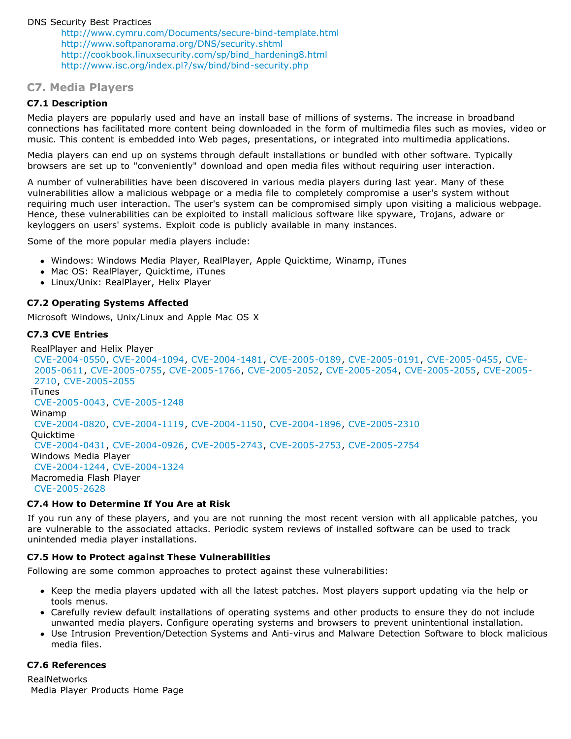DNS Security Best Practices

http://www.cymru.com/Documents/secure-bind-template.html
http://www.softpanorama.org/DNS/security.shtml
http://cookbook.linuxsecurity.com/sp/bind_hardening8.html
http://www.isc.org/index.pl?/sw/bind/bind-security.php

## C7. Media Players

### C7.1 Description

Media players are popularly used and have an install base of millions of systems. The increase in broadband connections has facilitated more content being downloaded in the form of multimedia files such as movies, video or music. This content is embedded into Web pages, presentations, or integrated into multimedia applications.

Media players can end up on systems through default installations or bundled with other software. Typically browsers are set up to "conveniently" download and open media files without requiring user interaction.

A number of vulnerabilities have been discovered in various media players during last year. Many of these vulnerabilities allow a malicious webpage or a media file to completely compromise a user's system without requiring much user interaction. The user's system can be compromised simply upon visiting a malicious webpage. Hence, these vulnerabilities can be exploited to install malicious software like spyware, Trojans, adware or keyloggers on users' systems. Exploit code is publicly available in many instances.

Some of the more popular media players include:

- Windows: Windows Media Player, RealPlayer, Apple Quicktime, Winamp, iTunes
- Mac OS: RealPlayer, Quicktime, iTunes
- Linux/Unix: RealPlayer, Helix Player

### C7.2 Operating Systems Affected

Microsoft Windows, Unix/Linux and Apple Mac OS X

### C7.3 CVE Entries

RealPlayer and Helix Player
CVE-2004-0550, CVE-2004-1094, CVE-2004-1481, CVE-2005-0189, CVE-2005-0191, CVE-2005-0455, CVE-2005-0611, CVE-2005-0755, CVE-2005-1766, CVE-2005-2052, CVE-2005-2054, CVE-2005-2055, CVE-2005-2710, CVE-2005-2055

iTunes
CVE-2005-0043, CVE-2005-1248

Winamp
CVE-2004-0820, CVE-2004-1119, CVE-2004-1150, CVE-2004-1896, CVE-2005-2310

Quicktime
CVE-2004-0431, CVE-2004-0926, CVE-2005-2743, CVE-2005-2753, CVE-2005-2754

Windows Media Player
CVE-2004-1244, CVE-2004-1324

Macromedia Flash Player
CVE-2005-2628

### C7.4 How to Determine If You Are at Risk

If you run any of these players, and you are not running the most recent version with all applicable patches, you are vulnerable to the associated attacks. Periodic system reviews of installed software can be used to track unintended media player installations.

### C7.5 How to Protect against These Vulnerabilities

Following are some common approaches to protect against these vulnerabilities:

- Keep the media players updated with all the latest patches. Most players support updating via the help or tools menus.
- Carefully review default installations of operating systems and other products to ensure they do not include unwanted media players. Configure operating systems and browsers to prevent unintentional installation.
- Use Intrusion Prevention/Detection Systems and Anti-virus and Malware Detection Software to block malicious media files.

### C7.6 References

RealNetworks
Media Player Products Home Page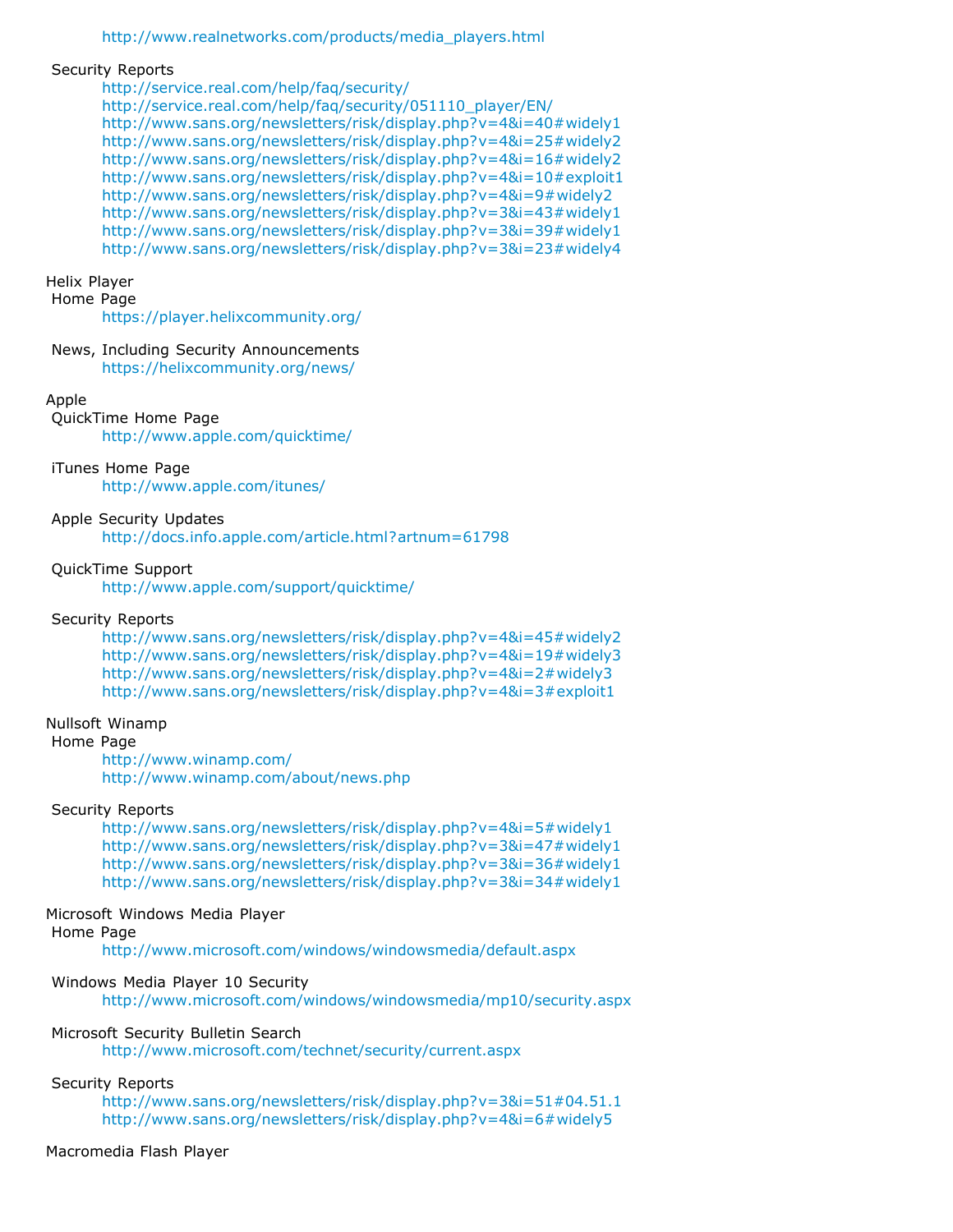http://www.realnetworks.com/products/media_players.html

Security Reports

http://service.real.com/help/faq/security/
http://service.real.com/help/faq/security/051110_player/EN/
http://www.sans.org/newsletters/risk/display.php?v=4&i=40#widely1
http://www.sans.org/newsletters/risk/display.php?v=4&i=25#widely2
http://www.sans.org/newsletters/risk/display.php?v=4&i=16#widely2
http://www.sans.org/newsletters/risk/display.php?v=4&i=10#exploit1
http://www.sans.org/newsletters/risk/display.php?v=4&i=9#widely2
http://www.sans.org/newsletters/risk/display.php?v=3&i=43#widely1
http://www.sans.org/newsletters/risk/display.php?v=3&i=39#widely1
http://www.sans.org/newsletters/risk/display.php?v=3&i=23#widely4

Helix Player

Home Page

https://player.helixcommunity.org/

News, Including Security Announcements

https://helixcommunity.org/news/

Apple

QuickTime Home Page

http://www.apple.com/quicktime/

iTunes Home Page

http://www.apple.com/itunes/

Apple Security Updates

http://docs.info.apple.com/article.html?artnum=61798

QuickTime Support

http://www.apple.com/support/quicktime/

Security Reports

http://www.sans.org/newsletters/risk/display.php?v=4&i=45#widely2
http://www.sans.org/newsletters/risk/display.php?v=4&i=19#widely3
http://www.sans.org/newsletters/risk/display.php?v=4&i=2#widely3
http://www.sans.org/newsletters/risk/display.php?v=4&i=3#exploit1

Nullsoft Winamp

Home Page

http://www.winamp.com/
http://www.winamp.com/about/news.php

Security Reports

http://www.sans.org/newsletters/risk/display.php?v=4&i=5#widely1
http://www.sans.org/newsletters/risk/display.php?v=3&i=47#widely1
http://www.sans.org/newsletters/risk/display.php?v=3&i=36#widely1
http://www.sans.org/newsletters/risk/display.php?v=3&i=34#widely1

Microsoft Windows Media Player

Home Page

http://www.microsoft.com/windows/windowsmedia/default.aspx

Windows Media Player 10 Security

http://www.microsoft.com/windows/windowsmedia/mp10/security.aspx

Microsoft Security Bulletin Search

http://www.microsoft.com/technet/security/current.aspx

Security Reports

http://www.sans.org/newsletters/risk/display.php?v=3&i=51#04.51.1
http://www.sans.org/newsletters/risk/display.php?v=4&i=6#widely5

Macromedia Flash Player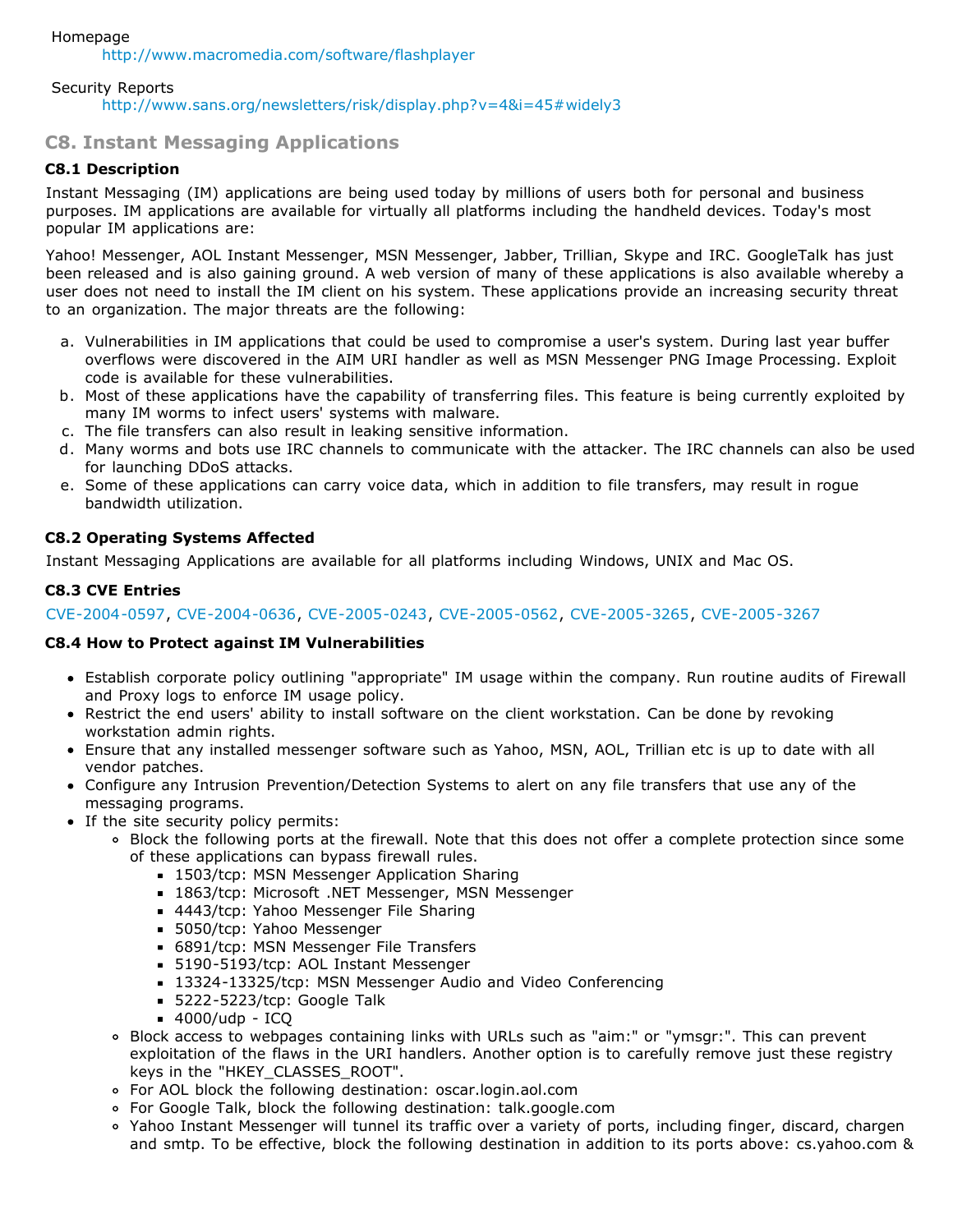Homepage

http://www.macromedia.com/software/flashplayer

Security Reports

http://www.sans.org/newsletters/risk/display.php?v=4&i=45#widely3

## C8. Instant Messaging Applications

### C8.1 Description

Instant Messaging (IM) applications are being used today by millions of users both for personal and business purposes. IM applications are available for virtually all platforms including the handheld devices. Today's most popular IM applications are:

Yahoo! Messenger, AOL Instant Messenger, MSN Messenger, Jabber, Trillian, Skype and IRC. GoogleTalk has just been released and is also gaining ground. A web version of many of these applications is also available whereby a user does not need to install the IM client on his system. These applications provide an increasing security threat to an organization. The major threats are the following:

a. Vulnerabilities in IM applications that could be used to compromise a user's system. During last year buffer overflows were discovered in the AIM URI handler as well as MSN Messenger PNG Image Processing. Exploit code is available for these vulnerabilities.
b. Most of these applications have the capability of transferring files. This feature is being currently exploited by many IM worms to infect users' systems with malware.
c. The file transfers can also result in leaking sensitive information.
d. Many worms and bots use IRC channels to communicate with the attacker. The IRC channels can also be used for launching DDoS attacks.
e. Some of these applications can carry voice data, which in addition to file transfers, may result in rogue bandwidth utilization.

### C8.2 Operating Systems Affected

Instant Messaging Applications are available for all platforms including Windows, UNIX and Mac OS.

### C8.3 CVE Entries

CVE-2004-0597, CVE-2004-0636, CVE-2005-0243, CVE-2005-0562, CVE-2005-3265, CVE-2005-3267

### C8.4 How to Protect against IM Vulnerabilities

- Establish corporate policy outlining "appropriate" IM usage within the company. Run routine audits of Firewall and Proxy logs to enforce IM usage policy.
- Restrict the end users' ability to install software on the client workstation. Can be done by revoking workstation admin rights.
- Ensure that any installed messenger software such as Yahoo, MSN, AOL, Trillian etc is up to date with all vendor patches.
- Configure any Intrusion Prevention/Detection Systems to alert on any file transfers that use any of the messaging programs.
- If the site security policy permits:
  - Block the following ports at the firewall. Note that this does not offer a complete protection since some of these applications can bypass firewall rules.
    - 1503/tcp: MSN Messenger Application Sharing
    - 1863/tcp: Microsoft .NET Messenger, MSN Messenger
    - 4443/tcp: Yahoo Messenger File Sharing
    - 5050/tcp: Yahoo Messenger
    - 6891/tcp: MSN Messenger File Transfers
    - 5190-5193/tcp: AOL Instant Messenger
    - 13324-13325/tcp: MSN Messenger Audio and Video Conferencing
    - 5222-5223/tcp: Google Talk
    - 4000/udp - ICQ
  - Block access to webpages containing links with URLs such as "aim:" or "ymsgr:". This can prevent exploitation of the flaws in the URI handlers. Another option is to carefully remove just these registry keys in the "HKEY_CLASSES_ROOT".
  - For AOL block the following destination: oscar.login.aol.com
  - For Google Talk, block the following destination: talk.google.com
  - Yahoo Instant Messenger will tunnel its traffic over a variety of ports, including finger, discard, chargen and smtp. To be effective, block the following destination in addition to its ports above: cs.yahoo.com &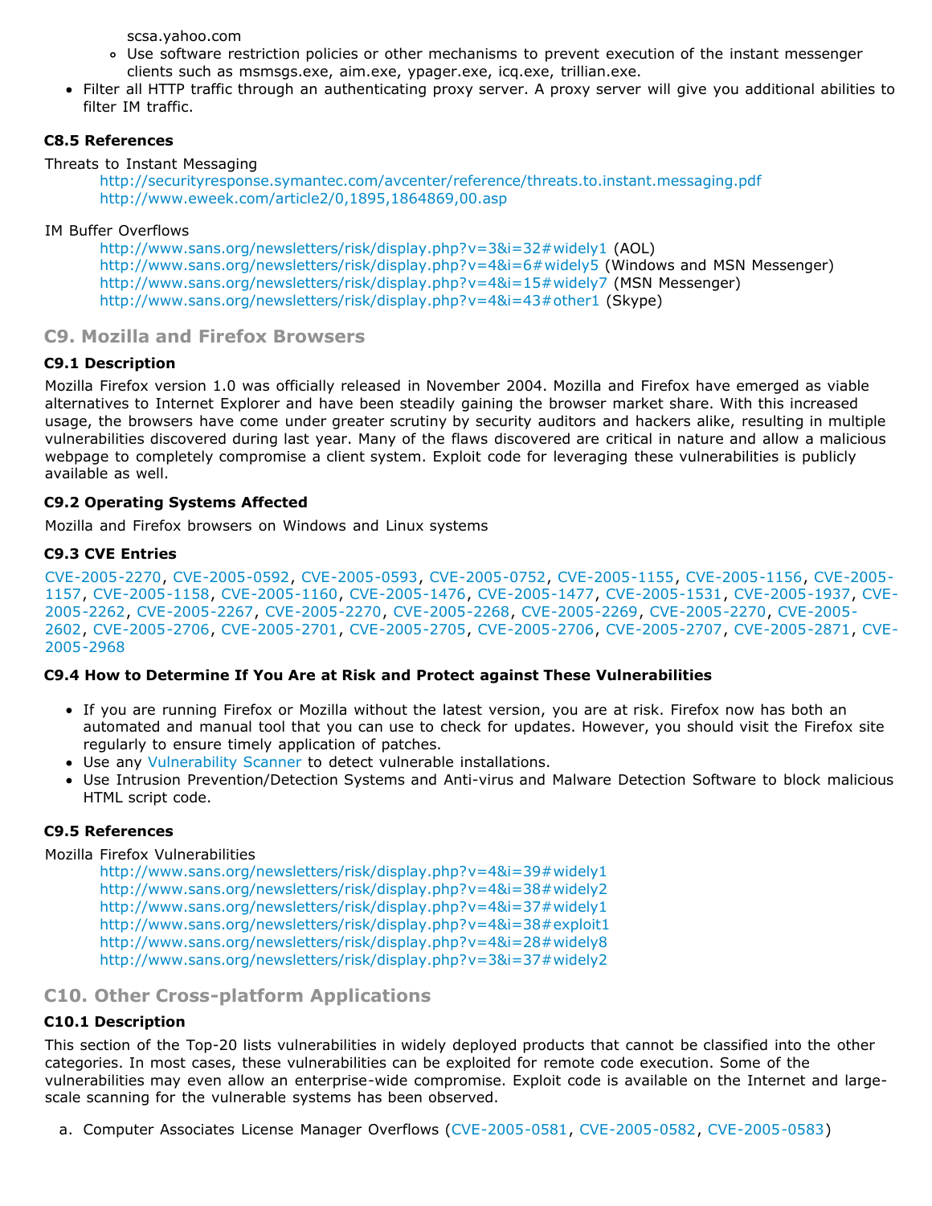scsa.yahoo.com

  - Use software restriction policies or other mechanisms to prevent execution of the instant messenger clients such as msmsgs.exe, aim.exe, ypager.exe, icq.exe, trillian.exe.
- Filter all HTTP traffic through an authenticating proxy server. A proxy server will give you additional abilities to filter IM traffic.

### C8.5 References

Threats to Instant Messaging

http://securityresponse.symantec.com/avcenter/reference/threats.to.instant.messaging.pdf
http://www.eweek.com/article2/0,1895,1864869,00.asp

IM Buffer Overflows

http://www.sans.org/newsletters/risk/display.php?v=3&i=32#widely1 (AOL)
http://www.sans.org/newsletters/risk/display.php?v=4&i=6#widely5 (Windows and MSN Messenger)
http://www.sans.org/newsletters/risk/display.php?v=4&i=15#widely7 (MSN Messenger)
http://www.sans.org/newsletters/risk/display.php?v=4&i=43#other1 (Skype)

## C9. Mozilla and Firefox Browsers

### C9.1 Description

Mozilla Firefox version 1.0 was officially released in November 2004. Mozilla and Firefox have emerged as viable alternatives to Internet Explorer and have been steadily gaining the browser market share. With this increased usage, the browsers have come under greater scrutiny by security auditors and hackers alike, resulting in multiple vulnerabilities discovered during last year. Many of the flaws discovered are critical in nature and allow a malicious webpage to completely compromise a client system. Exploit code for leveraging these vulnerabilities is publicly available as well.

### C9.2 Operating Systems Affected

Mozilla and Firefox browsers on Windows and Linux systems

### C9.3 CVE Entries

CVE-2005-2270, CVE-2005-0592, CVE-2005-0593, CVE-2005-0752, CVE-2005-1155, CVE-2005-1156, CVE-2005-1157, CVE-2005-1158, CVE-2005-1160, CVE-2005-1476, CVE-2005-1477, CVE-2005-1531, CVE-2005-1937, CVE-2005-2262, CVE-2005-2267, CVE-2005-2270, CVE-2005-2268, CVE-2005-2269, CVE-2005-2270, CVE-2005-2602, CVE-2005-2706, CVE-2005-2701, CVE-2005-2705, CVE-2005-2706, CVE-2005-2707, CVE-2005-2871, CVE-2005-2968

### C9.4 How to Determine If You Are at Risk and Protect against These Vulnerabilities

- If you are running Firefox or Mozilla without the latest version, you are at risk. Firefox now has both an automated and manual tool that you can use to check for updates. However, you should visit the Firefox site regularly to ensure timely application of patches.
- Use any Vulnerability Scanner to detect vulnerable installations.
- Use Intrusion Prevention/Detection Systems and Anti-virus and Malware Detection Software to block malicious HTML script code.

### C9.5 References

Mozilla Firefox Vulnerabilities

http://www.sans.org/newsletters/risk/display.php?v=4&i=39#widely1
http://www.sans.org/newsletters/risk/display.php?v=4&i=38#widely2
http://www.sans.org/newsletters/risk/display.php?v=4&i=37#widely1
http://www.sans.org/newsletters/risk/display.php?v=4&i=38#exploit1
http://www.sans.org/newsletters/risk/display.php?v=4&i=28#widely8
http://www.sans.org/newsletters/risk/display.php?v=3&i=37#widely2

## C10. Other Cross-platform Applications

### C10.1 Description

This section of the Top-20 lists vulnerabilities in widely deployed products that cannot be classified into the other categories. In most cases, these vulnerabilities can be exploited for remote code execution. Some of the vulnerabilities may even allow an enterprise-wide compromise. Exploit code is available on the Internet and large-scale scanning for the vulnerable systems has been observed.

a. Computer Associates License Manager Overflows (CVE-2005-0581, CVE-2005-0582, CVE-2005-0583)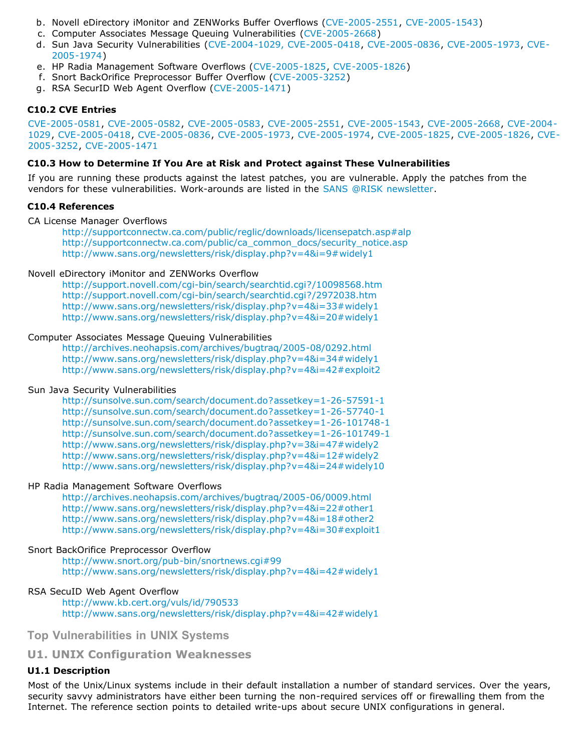b. Novell eDirectory iMonitor and ZENWorks Buffer Overflows (CVE-2005-2551, CVE-2005-1543)
c. Computer Associates Message Queuing Vulnerabilities (CVE-2005-2668)
d. Sun Java Security Vulnerabilities (CVE-2004-1029, CVE-2005-0418, CVE-2005-0836, CVE-2005-1973, CVE-2005-1974)
e. HP Radia Management Software Overflows (CVE-2005-1825, CVE-2005-1826)
f. Snort BackOrifice Preprocessor Buffer Overflow (CVE-2005-3252)
g. RSA SecurID Web Agent Overflow (CVE-2005-1471)

#### C10.2 CVE Entries

CVE-2005-0581, CVE-2005-0582, CVE-2005-0583, CVE-2005-2551, CVE-2005-1543, CVE-2005-2668, CVE-2004-1029, CVE-2005-0418, CVE-2005-0836, CVE-2005-1973, CVE-2005-1974, CVE-2005-1825, CVE-2005-1826, CVE-2005-3252, CVE-2005-1471

#### C10.3 How to Determine If You Are at Risk and Protect against These Vulnerabilities

If you are running these products against the latest patches, you are vulnerable. Apply the patches from the vendors for these vulnerabilities. Work-arounds are listed in the SANS @RISK newsletter.

#### C10.4 References

CA License Manager Overflows
  http://supportconnectw.ca.com/public/reglic/downloads/licensepatch.asp#alp
  http://supportconnectw.ca.com/public/ca_common_docs/security_notice.asp
  http://www.sans.org/newsletters/risk/display.php?v=4&i=9#widely1

Novell eDirectory iMonitor and ZENWorks Overflow
  http://support.novell.com/cgi-bin/search/searchtid.cgi?/10098568.htm
  http://support.novell.com/cgi-bin/search/searchtid.cgi?/2972038.htm
  http://www.sans.org/newsletters/risk/display.php?v=4&i=33#widely1
  http://www.sans.org/newsletters/risk/display.php?v=4&i=20#widely1

Computer Associates Message Queuing Vulnerabilities
  http://archives.neohapsis.com/archives/bugtraq/2005-08/0292.html
  http://www.sans.org/newsletters/risk/display.php?v=4&i=34#widely1
  http://www.sans.org/newsletters/risk/display.php?v=4&i=42#exploit2

Sun Java Security Vulnerabilities
  http://sunsolve.sun.com/search/document.do?assetkey=1-26-57591-1
  http://sunsolve.sun.com/search/document.do?assetkey=1-26-57740-1
  http://sunsolve.sun.com/search/document.do?assetkey=1-26-101748-1
  http://sunsolve.sun.com/search/document.do?assetkey=1-26-101749-1
  http://www.sans.org/newsletters/risk/display.php?v=3&i=47#widely2
  http://www.sans.org/newsletters/risk/display.php?v=4&i=12#widely2
  http://www.sans.org/newsletters/risk/display.php?v=4&i=24#widely10

HP Radia Management Software Overflows
  http://archives.neohapsis.com/archives/bugtraq/2005-06/0009.html
  http://www.sans.org/newsletters/risk/display.php?v=4&i=22#other1
  http://www.sans.org/newsletters/risk/display.php?v=4&i=18#other2
  http://www.sans.org/newsletters/risk/display.php?v=4&i=30#exploit1

Snort BackOrifice Preprocessor Overflow
  http://www.snort.org/pub-bin/snortnews.cgi#99
  http://www.sans.org/newsletters/risk/display.php?v=4&i=42#widely1

RSA SecuID Web Agent Overflow
  http://www.kb.cert.org/vuls/id/790533
  http://www.sans.org/newsletters/risk/display.php?v=4&i=42#widely1

## Top Vulnerabilities in UNIX Systems

### U1. UNIX Configuration Weaknesses

#### U1.1 Description

Most of the Unix/Linux systems include in their default installation a number of standard services. Over the years, security savvy administrators have either been turning the non-required services off or firewalling them from the Internet. The reference section points to detailed write-ups about secure UNIX configurations in general.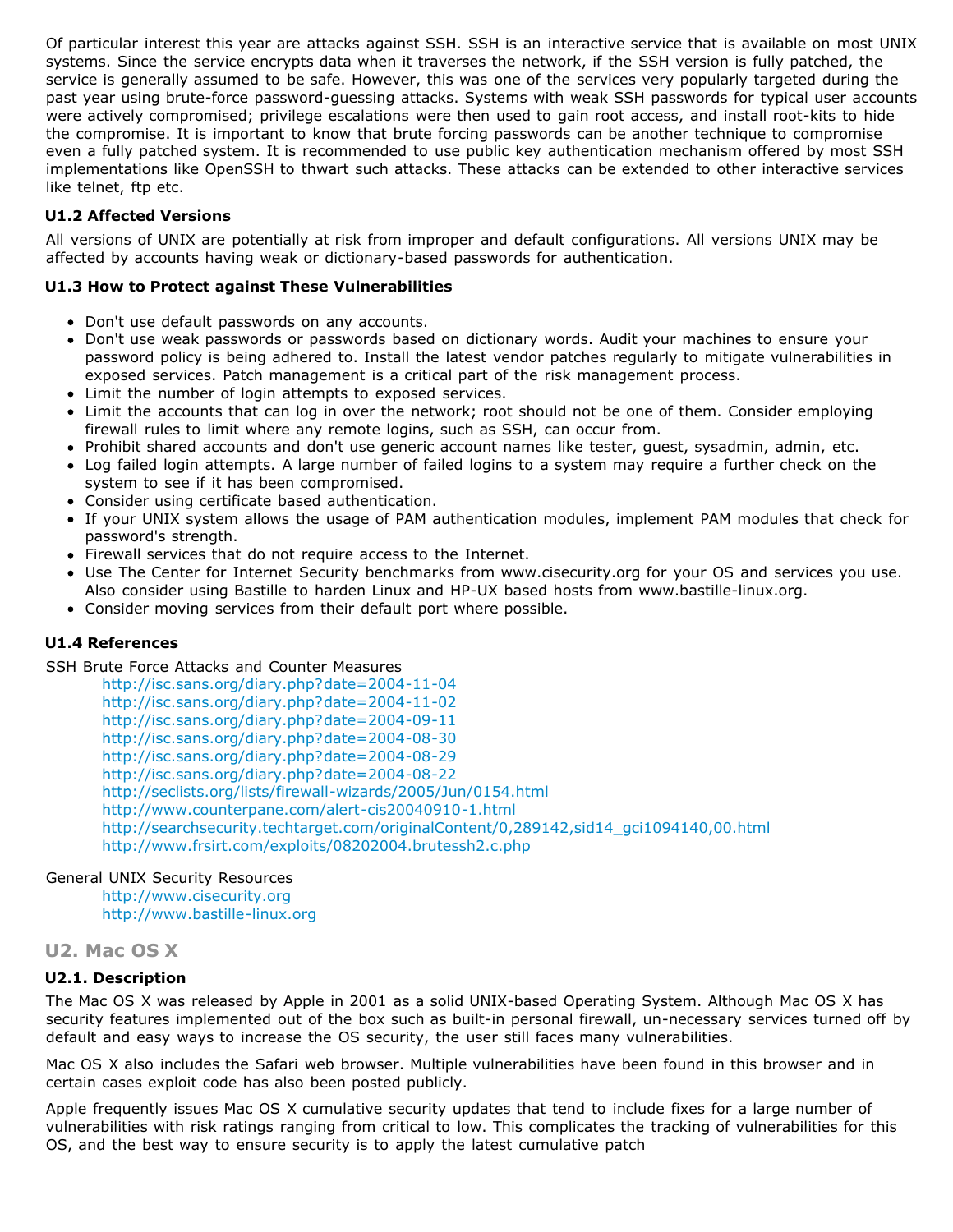Of particular interest this year are attacks against SSH. SSH is an interactive service that is available on most UNIX systems. Since the service encrypts data when it traverses the network, if the SSH version is fully patched, the service is generally assumed to be safe. However, this was one of the services very popularly targeted during the past year using brute-force password-guessing attacks. Systems with weak SSH passwords for typical user accounts were actively compromised; privilege escalations were then used to gain root access, and install root-kits to hide the compromise. It is important to know that brute forcing passwords can be another technique to compromise even a fully patched system. It is recommended to use public key authentication mechanism offered by most SSH implementations like OpenSSH to thwart such attacks. These attacks can be extended to other interactive services like telnet, ftp etc.

### U1.2 Affected Versions

All versions of UNIX are potentially at risk from improper and default configurations. All versions UNIX may be affected by accounts having weak or dictionary-based passwords for authentication.

### U1.3 How to Protect against These Vulnerabilities

- Don't use default passwords on any accounts.
- Don't use weak passwords or passwords based on dictionary words. Audit your machines to ensure your password policy is being adhered to. Install the latest vendor patches regularly to mitigate vulnerabilities in exposed services. Patch management is a critical part of the risk management process.
- Limit the number of login attempts to exposed services.
- Limit the accounts that can log in over the network; root should not be one of them. Consider employing firewall rules to limit where any remote logins, such as SSH, can occur from.
- Prohibit shared accounts and don't use generic account names like tester, guest, sysadmin, admin, etc.
- Log failed login attempts. A large number of failed logins to a system may require a further check on the system to see if it has been compromised.
- Consider using certificate based authentication.
- If your UNIX system allows the usage of PAM authentication modules, implement PAM modules that check for password's strength.
- Firewall services that do not require access to the Internet.
- Use The Center for Internet Security benchmarks from www.cisecurity.org for your OS and services you use. Also consider using Bastille to harden Linux and HP-UX based hosts from www.bastille-linux.org.
- Consider moving services from their default port where possible.

### U1.4 References

SSH Brute Force Attacks and Counter Measures

http://isc.sans.org/diary.php?date=2004-11-04
http://isc.sans.org/diary.php?date=2004-11-02
http://isc.sans.org/diary.php?date=2004-09-11
http://isc.sans.org/diary.php?date=2004-08-30
http://isc.sans.org/diary.php?date=2004-08-29
http://isc.sans.org/diary.php?date=2004-08-22
http://seclists.org/lists/firewall-wizards/2005/Jun/0154.html
http://www.counterpane.com/alert-cis20040910-1.html
http://searchsecurity.techtarget.com/originalContent/0,289142,sid14_gci1094140,00.html
http://www.frsirt.com/exploits/08202004.brutessh2.c.php

General UNIX Security Resources

http://www.cisecurity.org
http://www.bastille-linux.org

## U2. Mac OS X

### U2.1. Description

The Mac OS X was released by Apple in 2001 as a solid UNIX-based Operating System. Although Mac OS X has security features implemented out of the box such as built-in personal firewall, un-necessary services turned off by default and easy ways to increase the OS security, the user still faces many vulnerabilities.

Mac OS X also includes the Safari web browser. Multiple vulnerabilities have been found in this browser and in certain cases exploit code has also been posted publicly.

Apple frequently issues Mac OS X cumulative security updates that tend to include fixes for a large number of vulnerabilities with risk ratings ranging from critical to low. This complicates the tracking of vulnerabilities for this OS, and the best way to ensure security is to apply the latest cumulative patch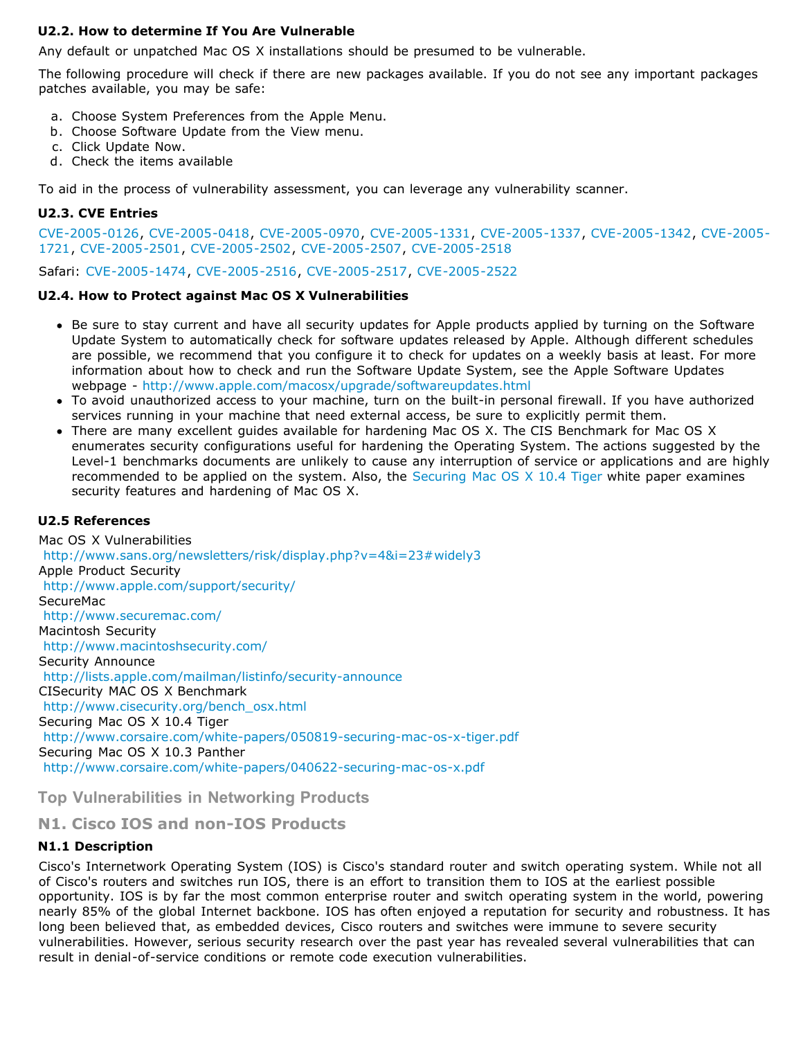### U2.2. How to determine If You Are Vulnerable

Any default or unpatched Mac OS X installations should be presumed to be vulnerable.

The following procedure will check if there are new packages available. If you do not see any important packages patches available, you may be safe:

a. Choose System Preferences from the Apple Menu.
b. Choose Software Update from the View menu.
c. Click Update Now.
d. Check the items available

To aid in the process of vulnerability assessment, you can leverage any vulnerability scanner.

### U2.3. CVE Entries

CVE-2005-0126, CVE-2005-0418, CVE-2005-0970, CVE-2005-1331, CVE-2005-1337, CVE-2005-1342, CVE-2005-1721, CVE-2005-2501, CVE-2005-2502, CVE-2005-2507, CVE-2005-2518

Safari: CVE-2005-1474, CVE-2005-2516, CVE-2005-2517, CVE-2005-2522

### U2.4. How to Protect against Mac OS X Vulnerabilities

- Be sure to stay current and have all security updates for Apple products applied by turning on the Software Update System to automatically check for software updates released by Apple. Although different schedules are possible, we recommend that you configure it to check for updates on a weekly basis at least. For more information about how to check and run the Software Update System, see the Apple Software Updates webpage - http://www.apple.com/macosx/upgrade/softwareupdates.html
- To avoid unauthorized access to your machine, turn on the built-in personal firewall. If you have authorized services running in your machine that need external access, be sure to explicitly permit them.
- There are many excellent guides available for hardening Mac OS X. The CIS Benchmark for Mac OS X enumerates security configurations useful for hardening the Operating System. The actions suggested by the Level-1 benchmarks documents are unlikely to cause any interruption of service or applications and are highly recommended to be applied on the system. Also, the Securing Mac OS X 10.4 Tiger white paper examines security features and hardening of Mac OS X.

### U2.5 References

Mac OS X Vulnerabilities
http://www.sans.org/newsletters/risk/display.php?v=4&i=23#widely3
Apple Product Security
http://www.apple.com/support/security/
SecureMac
http://www.securemac.com/
Macintosh Security
http://www.macintoshsecurity.com/
Security Announce
http://lists.apple.com/mailman/listinfo/security-announce
CISecurity MAC OS X Benchmark
http://www.cisecurity.org/bench_osx.html
Securing Mac OS X 10.4 Tiger
http://www.corsaire.com/white-papers/050819-securing-mac-os-x-tiger.pdf
Securing Mac OS X 10.3 Panther
http://www.corsaire.com/white-papers/040622-securing-mac-os-x.pdf

## Top Vulnerabilities in Networking Products

## N1. Cisco IOS and non-IOS Products

### N1.1 Description

Cisco's Internetwork Operating System (IOS) is Cisco's standard router and switch operating system. While not all of Cisco's routers and switches run IOS, there is an effort to transition them to IOS at the earliest possible opportunity. IOS is by far the most common enterprise router and switch operating system in the world, powering nearly 85% of the global Internet backbone. IOS has often enjoyed a reputation for security and robustness. It has long been believed that, as embedded devices, Cisco routers and switches were immune to severe security vulnerabilities. However, serious security research over the past year has revealed several vulnerabilities that can result in denial-of-service conditions or remote code execution vulnerabilities.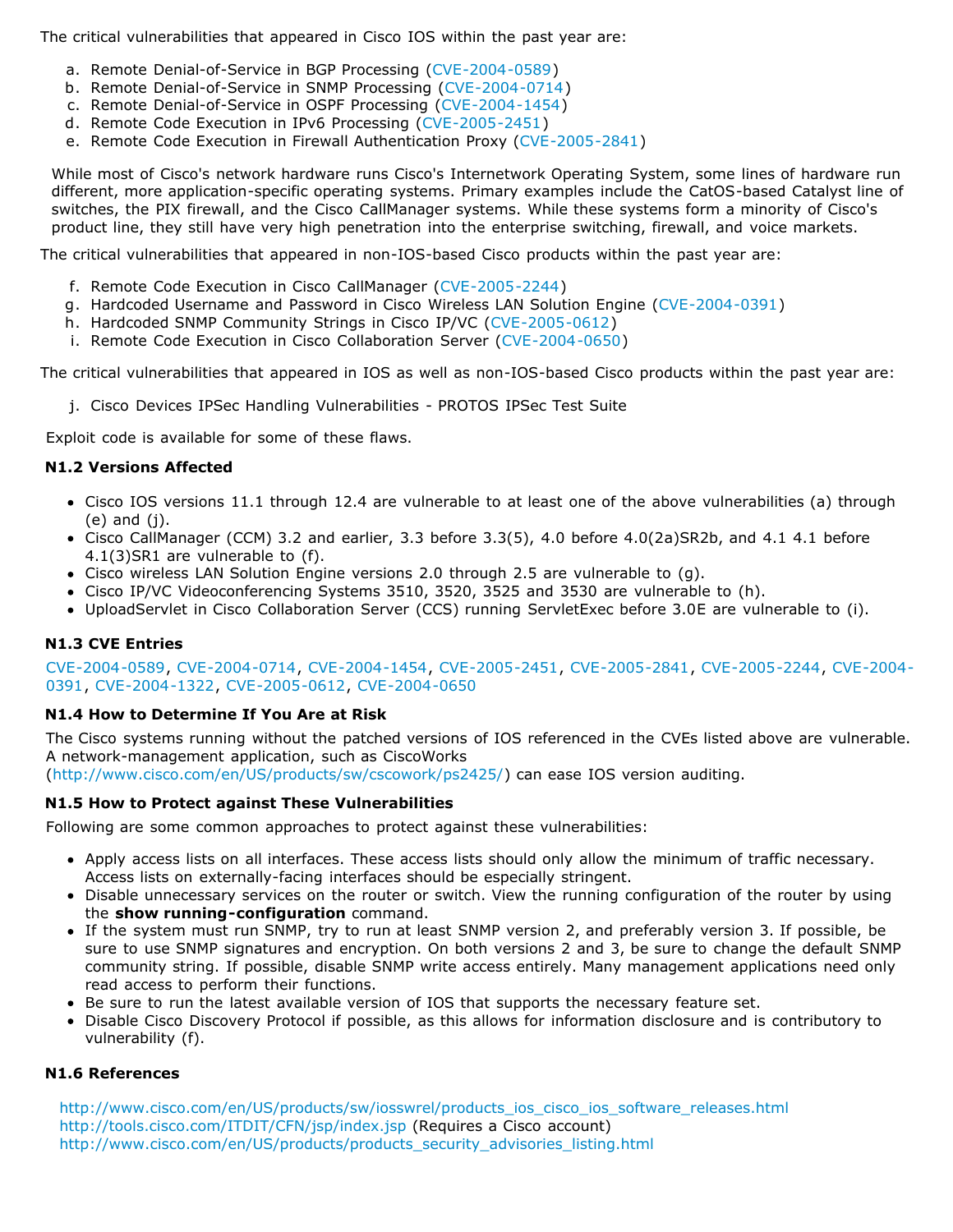The critical vulnerabilities that appeared in Cisco IOS within the past year are:

a. Remote Denial-of-Service in BGP Processing (CVE-2004-0589)
b. Remote Denial-of-Service in SNMP Processing (CVE-2004-0714)
c. Remote Denial-of-Service in OSPF Processing (CVE-2004-1454)
d. Remote Code Execution in IPv6 Processing (CVE-2005-2451)
e. Remote Code Execution in Firewall Authentication Proxy (CVE-2005-2841)

While most of Cisco's network hardware runs Cisco's Internetwork Operating System, some lines of hardware run different, more application-specific operating systems. Primary examples include the CatOS-based Catalyst line of switches, the PIX firewall, and the Cisco CallManager systems. While these systems form a minority of Cisco's product line, they still have very high penetration into the enterprise switching, firewall, and voice markets.

The critical vulnerabilities that appeared in non-IOS-based Cisco products within the past year are:

f. Remote Code Execution in Cisco CallManager (CVE-2005-2244)
g. Hardcoded Username and Password in Cisco Wireless LAN Solution Engine (CVE-2004-0391)
h. Hardcoded SNMP Community Strings in Cisco IP/VC (CVE-2005-0612)
i. Remote Code Execution in Cisco Collaboration Server (CVE-2004-0650)

The critical vulnerabilities that appeared in IOS as well as non-IOS-based Cisco products within the past year are:

j. Cisco Devices IPSec Handling Vulnerabilities - PROTOS IPSec Test Suite

Exploit code is available for some of these flaws.

### N1.2 Versions Affected

- Cisco IOS versions 11.1 through 12.4 are vulnerable to at least one of the above vulnerabilities (a) through (e) and (j).
- Cisco CallManager (CCM) 3.2 and earlier, 3.3 before 3.3(5), 4.0 before 4.0(2a)SR2b, and 4.1 4.1 before 4.1(3)SR1 are vulnerable to (f).
- Cisco wireless LAN Solution Engine versions 2.0 through 2.5 are vulnerable to (g).
- Cisco IP/VC Videoconferencing Systems 3510, 3520, 3525 and 3530 are vulnerable to (h).
- UploadServlet in Cisco Collaboration Server (CCS) running ServletExec before 3.0E are vulnerable to (i).

### N1.3 CVE Entries

CVE-2004-0589, CVE-2004-0714, CVE-2004-1454, CVE-2005-2451, CVE-2005-2841, CVE-2005-2244, CVE-2004-0391, CVE-2004-1322, CVE-2005-0612, CVE-2004-0650

### N1.4 How to Determine If You Are at Risk

The Cisco systems running without the patched versions of IOS referenced in the CVEs listed above are vulnerable. A network-management application, such as CiscoWorks (http://www.cisco.com/en/US/products/sw/cscowork/ps2425/) can ease IOS version auditing.

### N1.5 How to Protect against These Vulnerabilities

Following are some common approaches to protect against these vulnerabilities:

- Apply access lists on all interfaces. These access lists should only allow the minimum of traffic necessary. Access lists on externally-facing interfaces should be especially stringent.
- Disable unnecessary services on the router or switch. View the running configuration of the router by using the **show running-configuration** command.
- If the system must run SNMP, try to run at least SNMP version 2, and preferably version 3. If possible, be sure to use SNMP signatures and encryption. On both versions 2 and 3, be sure to change the default SNMP community string. If possible, disable SNMP write access entirely. Many management applications need only read access to perform their functions.
- Be sure to run the latest available version of IOS that supports the necessary feature set.
- Disable Cisco Discovery Protocol if possible, as this allows for information disclosure and is contributory to vulnerability (f).

### N1.6 References

http://www.cisco.com/en/US/products/sw/iosswrel/products_ios_cisco_ios_software_releases.html
http://tools.cisco.com/ITDIT/CFN/jsp/index.jsp (Requires a Cisco account)
http://www.cisco.com/en/US/products/products_security_advisories_listing.html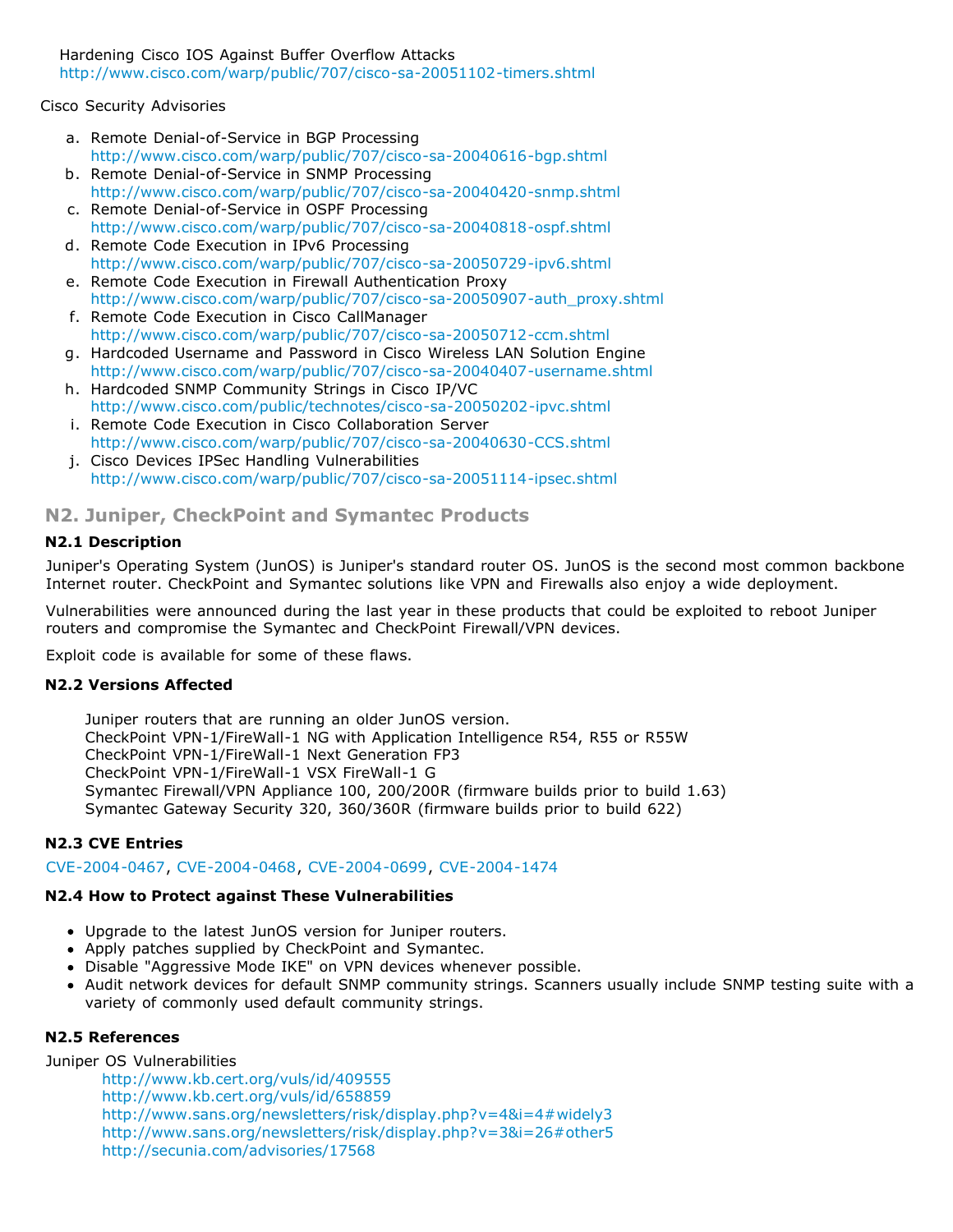Hardening Cisco IOS Against Buffer Overflow Attacks
http://www.cisco.com/warp/public/707/cisco-sa-20051102-timers.shtml

Cisco Security Advisories

a. Remote Denial-of-Service in BGP Processing
http://www.cisco.com/warp/public/707/cisco-sa-20040616-bgp.shtml
b. Remote Denial-of-Service in SNMP Processing
http://www.cisco.com/warp/public/707/cisco-sa-20040420-snmp.shtml
c. Remote Denial-of-Service in OSPF Processing
http://www.cisco.com/warp/public/707/cisco-sa-20040818-ospf.shtml
d. Remote Code Execution in IPv6 Processing
http://www.cisco.com/warp/public/707/cisco-sa-20050729-ipv6.shtml
e. Remote Code Execution in Firewall Authentication Proxy
http://www.cisco.com/warp/public/707/cisco-sa-20050907-auth_proxy.shtml
f. Remote Code Execution in Cisco CallManager
http://www.cisco.com/warp/public/707/cisco-sa-20050712-ccm.shtml
g. Hardcoded Username and Password in Cisco Wireless LAN Solution Engine
http://www.cisco.com/warp/public/707/cisco-sa-20040407-username.shtml
h. Hardcoded SNMP Community Strings in Cisco IP/VC
http://www.cisco.com/public/technotes/cisco-sa-20050202-ipvc.shtml
i. Remote Code Execution in Cisco Collaboration Server
http://www.cisco.com/warp/public/707/cisco-sa-20040630-CCS.shtml
j. Cisco Devices IPSec Handling Vulnerabilities
http://www.cisco.com/warp/public/707/cisco-sa-20051114-ipsec.shtml

## N2. Juniper, CheckPoint and Symantec Products

### N2.1 Description

Juniper's Operating System (JunOS) is Juniper's standard router OS. JunOS is the second most common backbone Internet router. CheckPoint and Symantec solutions like VPN and Firewalls also enjoy a wide deployment.

Vulnerabilities were announced during the last year in these products that could be exploited to reboot Juniper routers and compromise the Symantec and CheckPoint Firewall/VPN devices.

Exploit code is available for some of these flaws.

### N2.2 Versions Affected

Juniper routers that are running an older JunOS version.
CheckPoint VPN-1/FireWall-1 NG with Application Intelligence R54, R55 or R55W
CheckPoint VPN-1/FireWall-1 Next Generation FP3
CheckPoint VPN-1/FireWall-1 VSX FireWall-1 G
Symantec Firewall/VPN Appliance 100, 200/200R (firmware builds prior to build 1.63)
Symantec Gateway Security 320, 360/360R (firmware builds prior to build 622)

### N2.3 CVE Entries

CVE-2004-0467, CVE-2004-0468, CVE-2004-0699, CVE-2004-1474

### N2.4 How to Protect against These Vulnerabilities

- Upgrade to the latest JunOS version for Juniper routers.
- Apply patches supplied by CheckPoint and Symantec.
- Disable "Aggressive Mode IKE" on VPN devices whenever possible.
- Audit network devices for default SNMP community strings. Scanners usually include SNMP testing suite with a variety of commonly used default community strings.

### N2.5 References

Juniper OS Vulnerabilities
http://www.kb.cert.org/vuls/id/409555
http://www.kb.cert.org/vuls/id/658859
http://www.sans.org/newsletters/risk/display.php?v=4&i=4#widely3
http://www.sans.org/newsletters/risk/display.php?v=3&i=26#other5
http://secunia.com/advisories/17568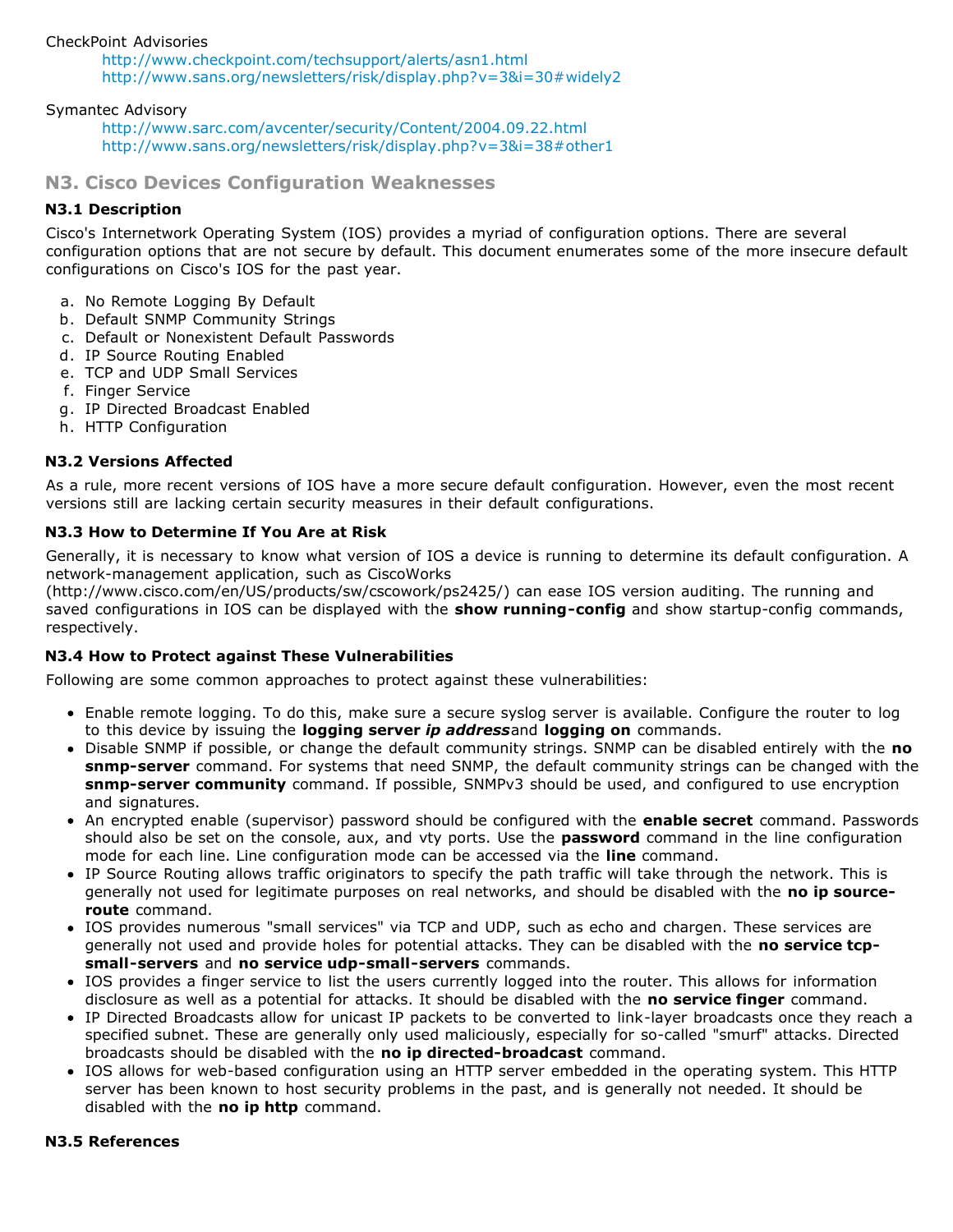CheckPoint Advisories

http://www.checkpoint.com/techsupport/alerts/asn1.html
http://www.sans.org/newsletters/risk/display.php?v=3&i=30#widely2

Symantec Advisory

http://www.sarc.com/avcenter/security/Content/2004.09.22.html
http://www.sans.org/newsletters/risk/display.php?v=3&i=38#other1

## N3. Cisco Devices Configuration Weaknesses

### N3.1 Description

Cisco's Internetwork Operating System (IOS) provides a myriad of configuration options. There are several configuration options that are not secure by default. This document enumerates some of the more insecure default configurations on Cisco's IOS for the past year.

a. No Remote Logging By Default
b. Default SNMP Community Strings
c. Default or Nonexistent Default Passwords
d. IP Source Routing Enabled
e. TCP and UDP Small Services
f. Finger Service
g. IP Directed Broadcast Enabled
h. HTTP Configuration

### N3.2 Versions Affected

As a rule, more recent versions of IOS have a more secure default configuration. However, even the most recent versions still are lacking certain security measures in their default configurations.

### N3.3 How to Determine If You Are at Risk

Generally, it is necessary to know what version of IOS a device is running to determine its default configuration. A network-management application, such as CiscoWorks (http://www.cisco.com/en/US/products/sw/cscowork/ps2425/) can ease IOS version auditing. The running and saved configurations in IOS can be displayed with the **show running-config** and show startup-config commands, respectively.

### N3.4 How to Protect against These Vulnerabilities

Following are some common approaches to protect against these vulnerabilities:

- Enable remote logging. To do this, make sure a secure syslog server is available. Configure the router to log to this device by issuing the **logging server *ip address*** and **logging on** commands.
- Disable SNMP if possible, or change the default community strings. SNMP can be disabled entirely with the **no snmp-server** command. For systems that need SNMP, the default community strings can be changed with the **snmp-server community** command. If possible, SNMPv3 should be used, and configured to use encryption and signatures.
- An encrypted enable (supervisor) password should be configured with the **enable secret** command. Passwords should also be set on the console, aux, and vty ports. Use the **password** command in the line configuration mode for each line. Line configuration mode can be accessed via the **line** command.
- IP Source Routing allows traffic originators to specify the path traffic will take through the network. This is generally not used for legitimate purposes on real networks, and should be disabled with the **no ip source-route** command.
- IOS provides numerous "small services" via TCP and UDP, such as echo and chargen. These services are generally not used and provide holes for potential attacks. They can be disabled with the **no service tcp-small-servers** and **no service udp-small-servers** commands.
- IOS provides a finger service to list the users currently logged into the router. This allows for information disclosure as well as a potential for attacks. It should be disabled with the **no service finger** command.
- IP Directed Broadcasts allow for unicast IP packets to be converted to link-layer broadcasts once they reach a specified subnet. These are generally only used maliciously, especially for so-called "smurf" attacks. Directed broadcasts should be disabled with the **no ip directed-broadcast** command.
- IOS allows for web-based configuration using an HTTP server embedded in the operating system. This HTTP server has been known to host security problems in the past, and is generally not needed. It should be disabled with the **no ip http** command.

### N3.5 References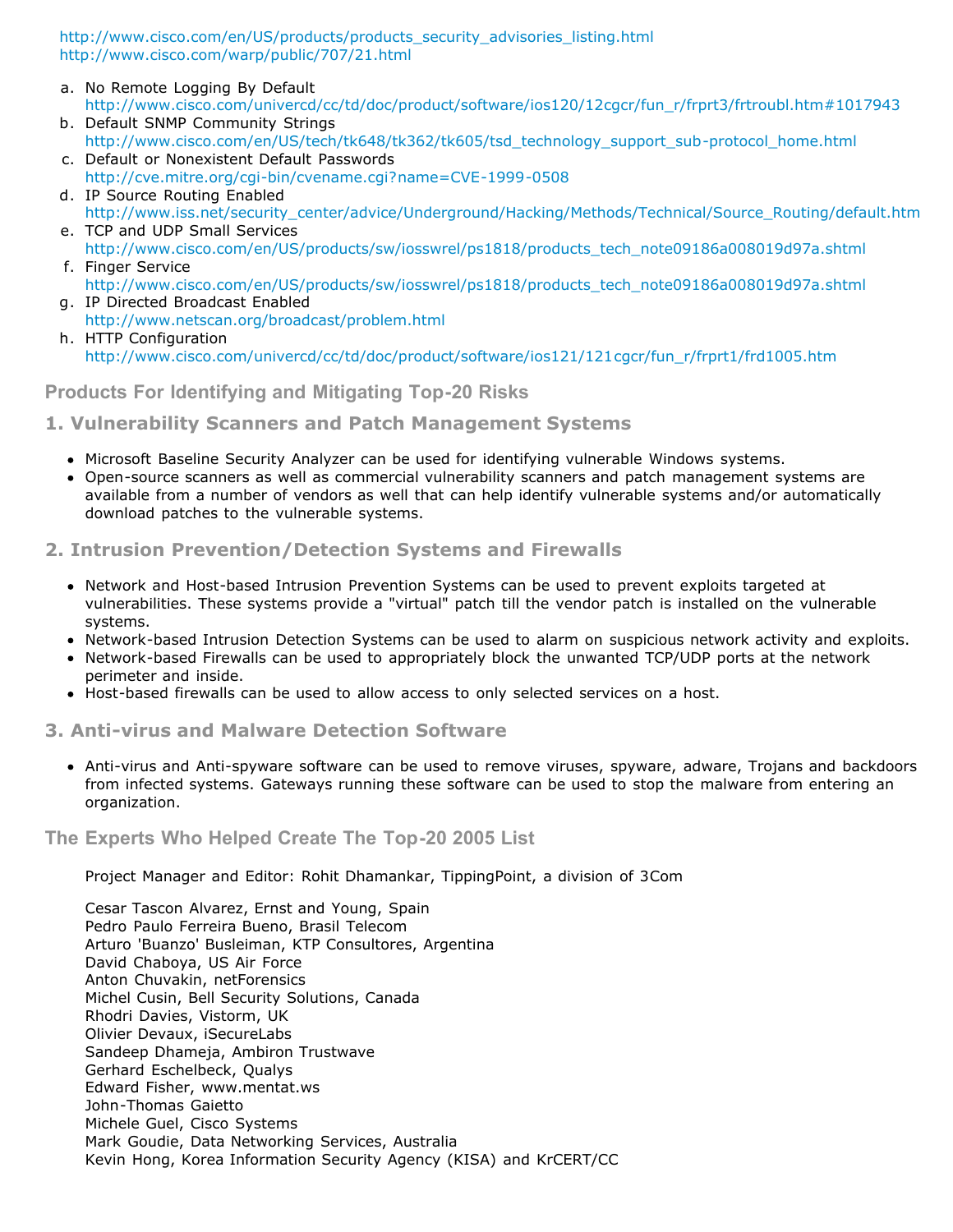http://www.cisco.com/en/US/products/products_security_advisories_listing.html
http://www.cisco.com/warp/public/707/21.html

a. No Remote Logging By Default
   http://www.cisco.com/univercd/cc/td/doc/product/software/ios120/12cgcr/fun_r/frprt3/frtroubl.htm#1017943
b. Default SNMP Community Strings
   http://www.cisco.com/en/US/tech/tk648/tk362/tk605/tsd_technology_support_sub-protocol_home.html
c. Default or Nonexistent Default Passwords
   http://cve.mitre.org/cgi-bin/cvename.cgi?name=CVE-1999-0508
d. IP Source Routing Enabled
   http://www.iss.net/security_center/advice/Underground/Hacking/Methods/Technical/Source_Routing/default.htm
e. TCP and UDP Small Services
   http://www.cisco.com/en/US/products/sw/iosswrel/ps1818/products_tech_note09186a008019d97a.shtml
f. Finger Service
   http://www.cisco.com/en/US/products/sw/iosswrel/ps1818/products_tech_note09186a008019d97a.shtml
g. IP Directed Broadcast Enabled
   http://www.netscan.org/broadcast/problem.html
h. HTTP Configuration
   http://www.cisco.com/univercd/cc/td/doc/product/software/ios121/121cgcr/fun_r/frprt1/frd1005.htm

## Products For Identifying and Mitigating Top-20 Risks

### 1. Vulnerability Scanners and Patch Management Systems

- Microsoft Baseline Security Analyzer can be used for identifying vulnerable Windows systems.
- Open-source scanners as well as commercial vulnerability scanners and patch management systems are available from a number of vendors as well that can help identify vulnerable systems and/or automatically download patches to the vulnerable systems.

### 2. Intrusion Prevention/Detection Systems and Firewalls

- Network and Host-based Intrusion Prevention Systems can be used to prevent exploits targeted at vulnerabilities. These systems provide a "virtual" patch till the vendor patch is installed on the vulnerable systems.
- Network-based Intrusion Detection Systems can be used to alarm on suspicious network activity and exploits.
- Network-based Firewalls can be used to appropriately block the unwanted TCP/UDP ports at the network perimeter and inside.
- Host-based firewalls can be used to allow access to only selected services on a host.

### 3. Anti-virus and Malware Detection Software

- Anti-virus and Anti-spyware software can be used to remove viruses, spyware, adware, Trojans and backdoors from infected systems. Gateways running these software can be used to stop the malware from entering an organization.

## The Experts Who Helped Create The Top-20 2005 List

Project Manager and Editor: Rohit Dhamankar, TippingPoint, a division of 3Com

Cesar Tascon Alvarez, Ernst and Young, Spain
Pedro Paulo Ferreira Bueno, Brasil Telecom
Arturo 'Buanzo' Busleiman, KTP Consultores, Argentina
David Chaboya, US Air Force
Anton Chuvakin, netForensics
Michel Cusin, Bell Security Solutions, Canada
Rhodri Davies, Vistorm, UK
Olivier Devaux, iSecureLabs
Sandeep Dhameja, Ambiron Trustwave
Gerhard Eschelbeck, Qualys
Edward Fisher, www.mentat.ws
John-Thomas Gaietto
Michele Guel, Cisco Systems
Mark Goudie, Data Networking Services, Australia
Kevin Hong, Korea Information Security Agency (KISA) and KrCERT/CC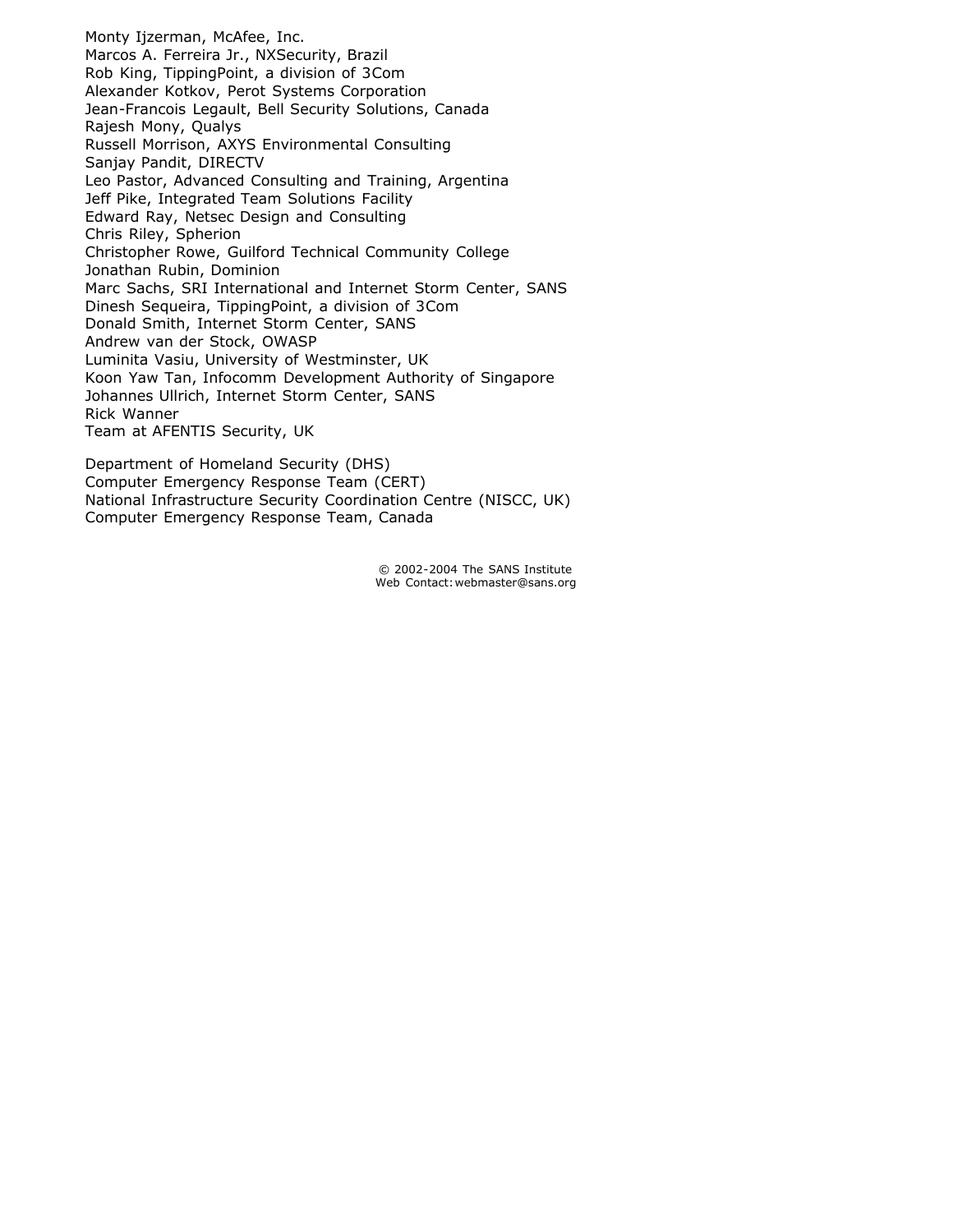Monty Ijzerman, McAfee, Inc.
Marcos A. Ferreira Jr., NXSecurity, Brazil
Rob King, TippingPoint, a division of 3Com
Alexander Kotkov, Perot Systems Corporation
Jean-Francois Legault, Bell Security Solutions, Canada
Rajesh Mony, Qualys
Russell Morrison, AXYS Environmental Consulting
Sanjay Pandit, DIRECTV
Leo Pastor, Advanced Consulting and Training, Argentina
Jeff Pike, Integrated Team Solutions Facility
Edward Ray, Netsec Design and Consulting
Chris Riley, Spherion
Christopher Rowe, Guilford Technical Community College
Jonathan Rubin, Dominion
Marc Sachs, SRI International and Internet Storm Center, SANS
Dinesh Sequeira, TippingPoint, a division of 3Com
Donald Smith, Internet Storm Center, SANS
Andrew van der Stock, OWASP
Luminita Vasiu, University of Westminster, UK
Koon Yaw Tan, Infocomm Development Authority of Singapore
Johannes Ullrich, Internet Storm Center, SANS
Rick Wanner
Team at AFENTIS Security, UK

Department of Homeland Security (DHS)
Computer Emergency Response Team (CERT)
National Infrastructure Security Coordination Centre (NISCC, UK)
Computer Emergency Response Team, Canada

© 2002-2004 The SANS Institute
Web Contact: webmaster@sans.org